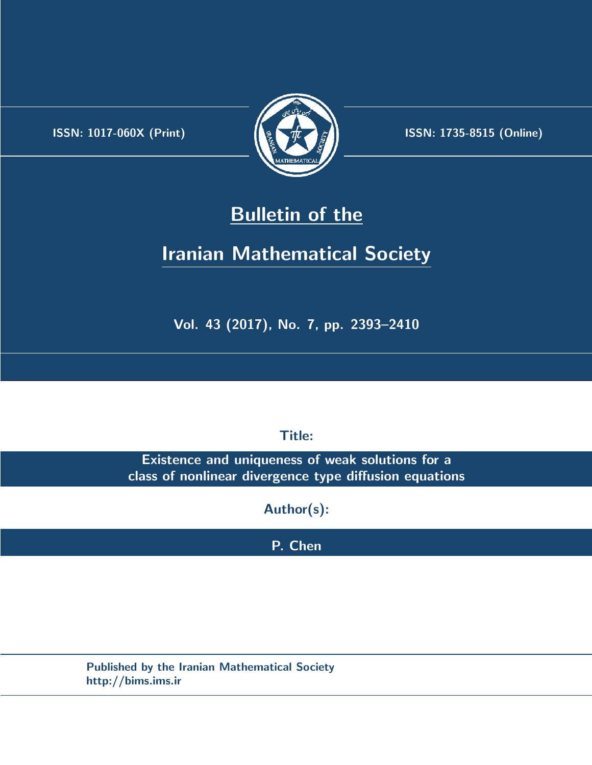ISSN: 1017-060X (Print)

ISSN: 1735-8515 (Online)

# Bulletin of the Iranian Mathematical Society

Vol. 43 (2017), No. 7, pp. 2393–2410

Title:

**Existence and uniqueness of weak solutions for a class of nonlinear divergence type diffusion equations**

Author(s):

**P. Chen**

Published by the Iranian Mathematical Society

http://bims.ims.ir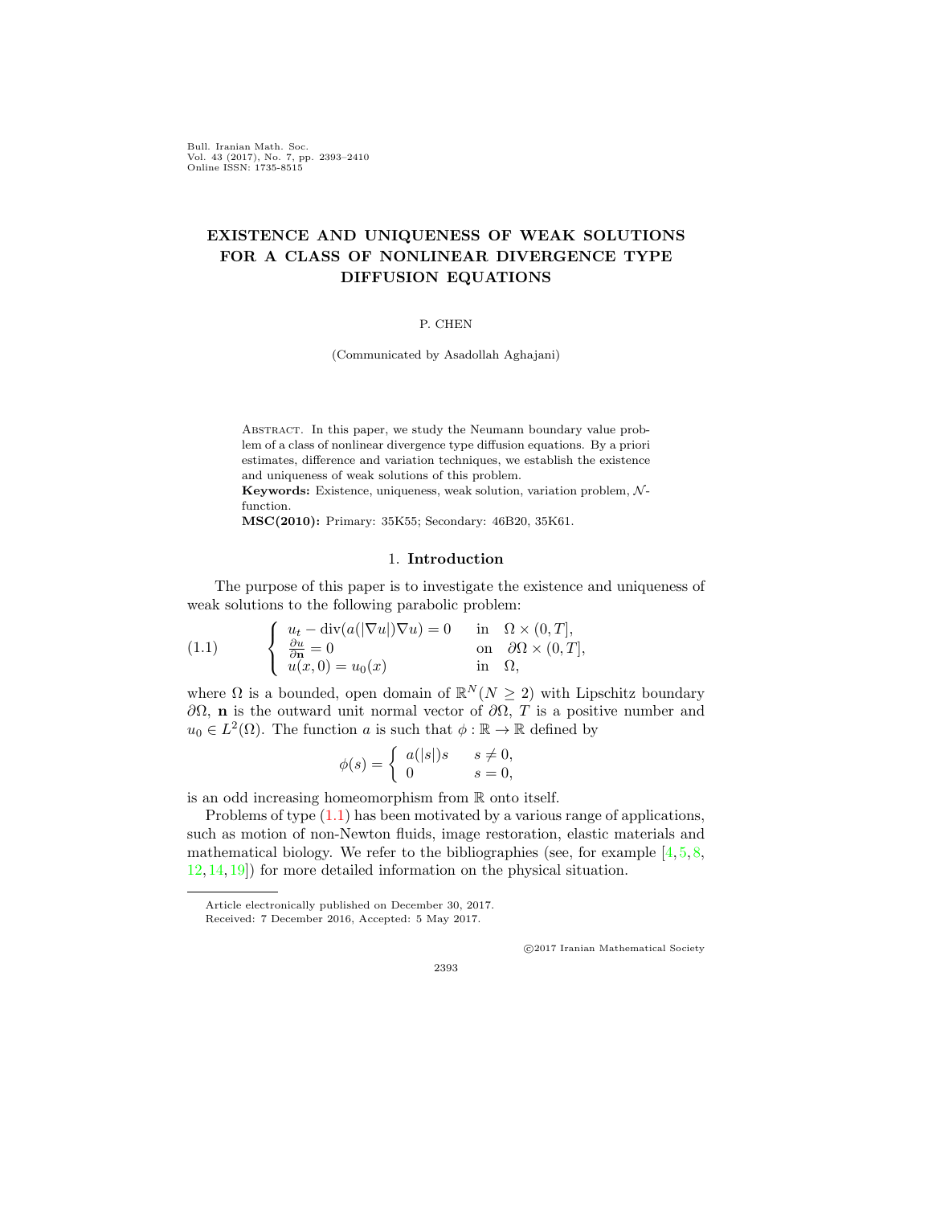# EXISTENCE AND UNIQUENESS OF WEAK SOLUTIONS FOR A CLASS OF NONLINEAR DIVERGENCE TYPE DIFFUSION EQUATIONS

P. CHEN

(Communicated by Asadollah Aghajani)

Abstract. In this paper, we study the Neumann boundary value problem of a class of nonlinear divergence type diffusion equations. By a priori estimates, difference and variation techniques, we establish the existence and uniqueness of weak solutions of this problem.

**Keywords:** Existence, uniqueness, weak solution, variation problem, $\mathcal{N}$-function.

**MSC(2010):** Primary: 35K55; Secondary: 46B20, 35K61.

## 1. Introduction

The purpose of this paper is to investigate the existence and uniqueness of weak solutions to the following parabolic problem:

$$
\begin{cases}
u_t - \operatorname{div}(a(|\nabla u|)\nabla u) = 0 & \text{in} \quad \Omega \times (0, T], \\
\frac{\partial u}{\partial \mathbf{n}} = 0 & \text{on} \quad \partial\Omega \times (0, T], \\
u(x, 0) = u_0(x) & \text{in} \quad \Omega,
\end{cases}
\tag{1.1}
$$

where $\Omega$ is a bounded, open domain of $\mathbb{R}^N (N \geq 2)$ with Lipschitz boundary $\partial\Omega$, $\mathbf{n}$ is the outward unit normal vector of $\partial\Omega$, $T$ is a positive number and $u_0 \in L^2(\Omega)$. The function $a$ is such that $\phi : \mathbb{R} \to \mathbb{R}$ defined by

$$
\phi(s) = \begin{cases}
a(|s|)s & s \neq 0, \\
0 & s = 0,
\end{cases}
$$

is an odd increasing homeomorphism from $\mathbb{R}$ onto itself.

Problems of type (1.1) has been motivated by a various range of applications, such as motion of non-Newton fluids, image restoration, elastic materials and mathematical biology. We refer to the bibliographies (see, for example [4, 5, 8, 12, 14, 19]) for more detailed information on the physical situation.

Article electronically published on December 30, 2017.

Received: 7 December 2016, Accepted: 5 May 2017.

©2017 Iranian Mathematical Society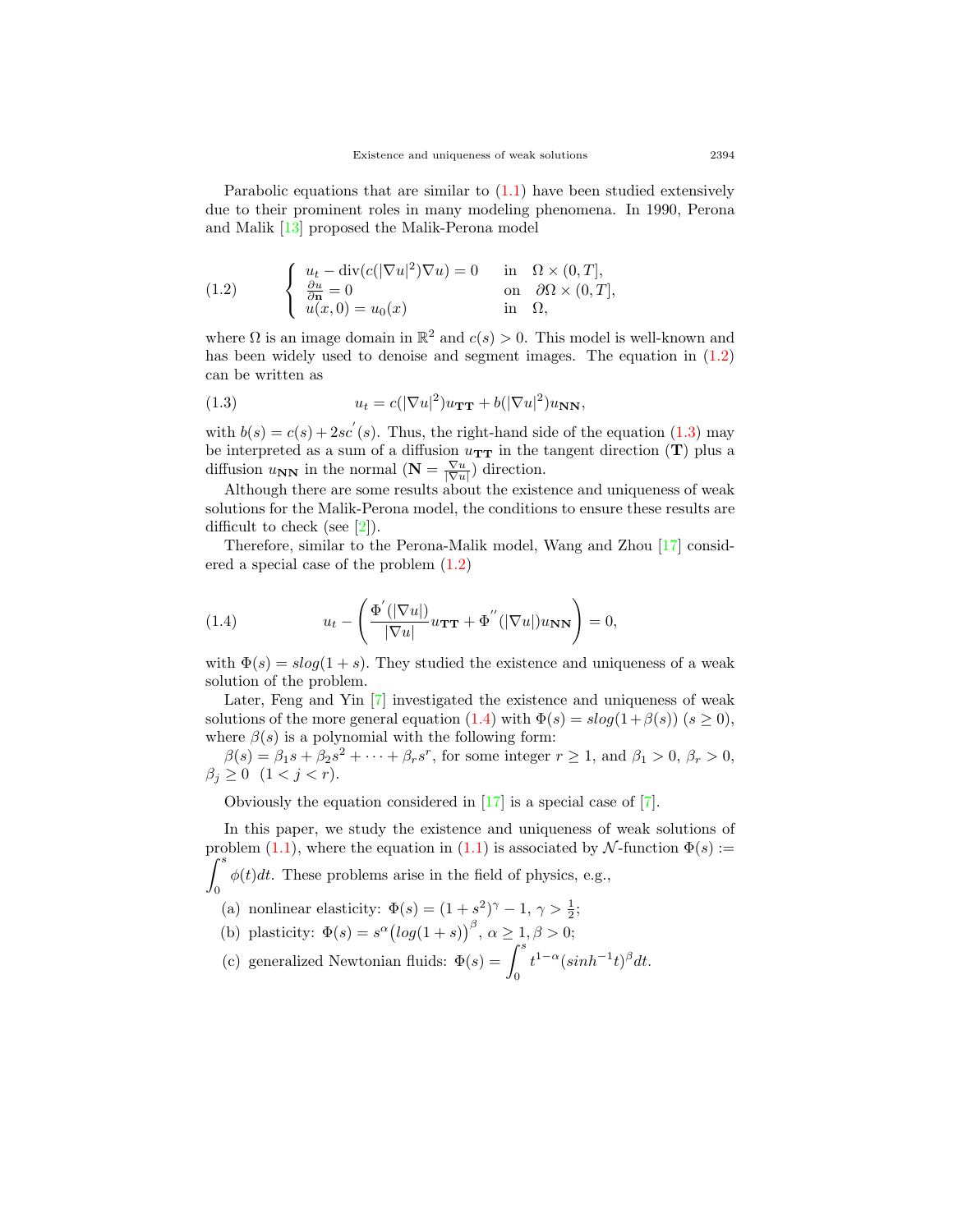Parabolic equations that are similar to (1.1) have been studied extensively due to their prominent roles in many modeling phenomena. In 1990, Perona and Malik [13] proposed the Malik-Perona model

$$
\text{(1.2)} \qquad \begin{cases} u_t - \operatorname{div}(c(|\nabla u|^2)\nabla u) = 0 & \text{in} \quad \Omega \times (0,T], \\ \frac{\partial u}{\partial \mathbf{n}} = 0 & \text{on} \quad \partial\Omega \times (0,T], \\ u(x,0) = u_0(x) & \text{in} \quad \Omega, \end{cases}
$$

where $\Omega$ is an image domain in $\mathbb{R}^2$ and $c(s) > 0$. This model is well-known and has been widely used to denoise and segment images. The equation in (1.2) can be written as

$$
\text{(1.3)} \qquad u_t = c(|\nabla u|^2)u_{\mathbf{TT}} + b(|\nabla u|^2)u_{\mathbf{NN}},
$$

with $b(s) = c(s) + 2sc^{'}(s)$. Thus, the right-hand side of the equation (1.3) may be interpreted as a sum of a diffusion $u_{\mathbf{TT}}$ in the tangent direction ($\mathbf{T}$) plus a diffusion $u_{\mathbf{NN}}$ in the normal ($\mathbf{N} = \frac{\nabla u}{|\nabla u|}$) direction.

Although there are some results about the existence and uniqueness of weak solutions for the Malik-Perona model, the conditions to ensure these results are difficult to check (see [2]).

Therefore, similar to the Perona-Malik model, Wang and Zhou [17] considered a special case of the problem (1.2)

$$
\text{(1.4)} \qquad u_t - \left( \frac{\Phi^{'}(|\nabla u|)}{|\nabla u|} u_{\mathbf{TT}} + \Phi^{''}(|\nabla u|) u_{\mathbf{NN}} \right) = 0,
$$

with $\Phi(s) = slog(1+s)$. They studied the existence and uniqueness of a weak solution of the problem.

Later, Feng and Yin [7] investigated the existence and uniqueness of weak solutions of the more general equation (1.4) with $\Phi(s) = slog(1+\beta(s))$ $(s \geq 0)$, where $\beta(s)$ is a polynomial with the following form:

$\beta(s) = \beta_1 s + \beta_2 s^2 + \cdots + \beta_r s^r$, for some integer $r \geq 1$, and $\beta_1 > 0$, $\beta_r > 0$, $\beta_j \geq 0$ $(1 < j < r)$.

Obviously the equation considered in [17] is a special case of [7].

In this paper, we study the existence and uniqueness of weak solutions of problem (1.1), where the equation in (1.1) is associated by $\mathcal{N}$-function $\Phi(s) := \int_0^s \phi(t)dt$. These problems arise in the field of physics, e.g.,

(a) nonlinear elasticity: $\Phi(s) = (1+s^2)^{\gamma} - 1$, $\gamma > \frac{1}{2}$;

(b) plasticity: $\Phi(s) = s^{\alpha}\big(log(1+s)\big)^{\beta}$, $\alpha \geq 1, \beta > 0$;

(c) generalized Newtonian fluids: $\Phi(s) = \int_0^s t^{1-\alpha}(sinh^{-1}t)^{\beta}dt$.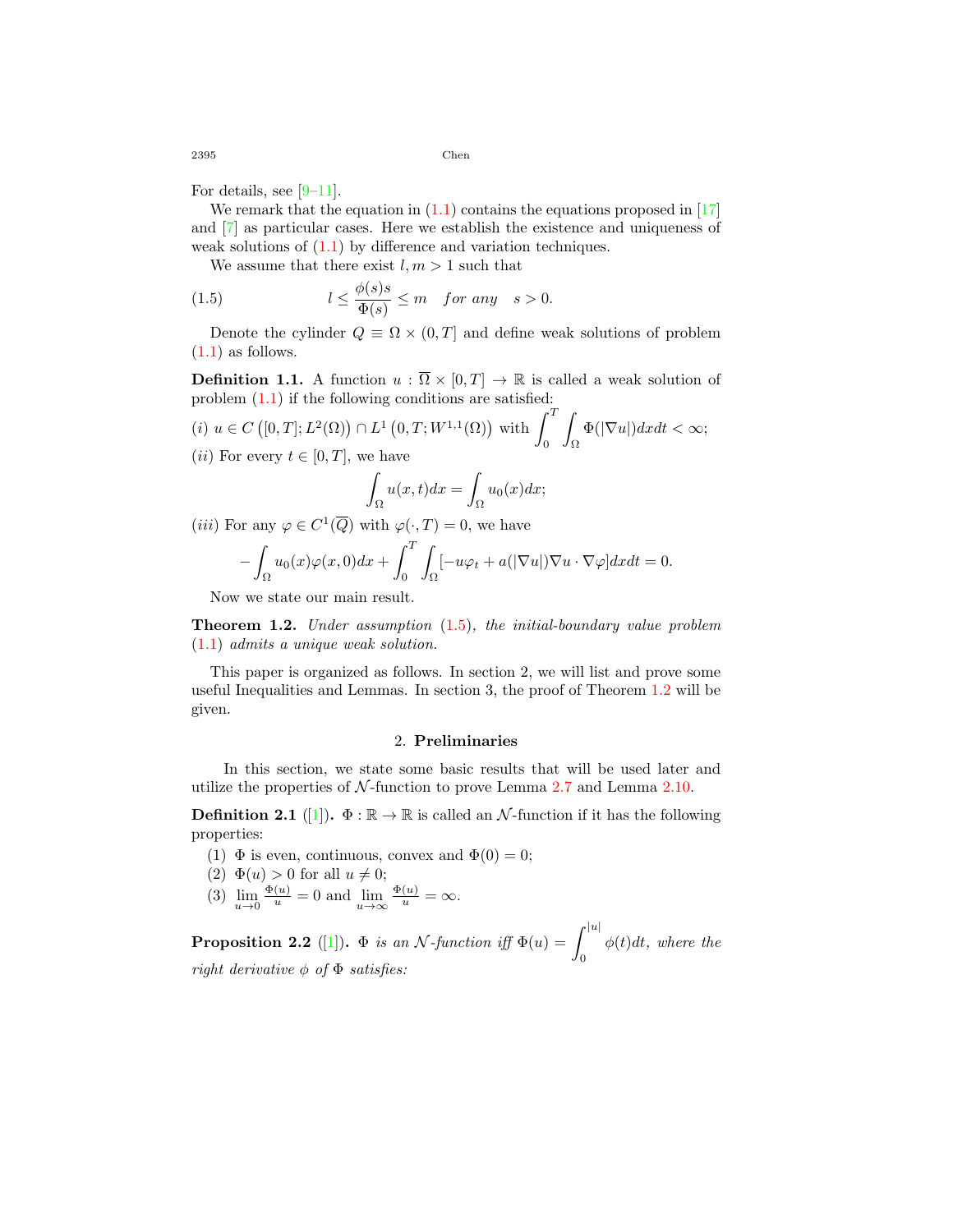For details, see [9–11].

We remark that the equation in (1.1) contains the equations proposed in [17] and [7] as particular cases. Here we establish the existence and uniqueness of weak solutions of (1.1) by difference and variation techniques.

We assume that there exist $l, m > 1$ such that

$$l \le \frac{\phi(s)s}{\Phi(s)} \le m \quad \textit{for any} \quad s > 0. \tag{1.5}$$

Denote the cylinder $Q \equiv \Omega \times (0, T]$ and define weak solutions of problem (1.1) as follows.

**Definition 1.1.** A function $u : \overline{\Omega} \times [0, T] \to \mathbb{R}$ is called a weak solution of problem (1.1) if the following conditions are satisfied:

$(i)$ $u \in C\left([0, T]; L^2(\Omega)\right) \cap L^1\left(0, T; W^{1,1}(\Omega)\right)$ with $\displaystyle\int_0^T \int_\Omega \Phi(|\nabla u|)dxdt < \infty$;

$(ii)$ For every $t \in [0, T]$, we have

$$\int_\Omega u(x, t)dx = \int_\Omega u_0(x)dx;$$

$(iii)$ For any $\varphi \in C^1(\overline{Q})$ with $\varphi(\cdot, T) = 0$, we have

$$-\int_\Omega u_0(x)\varphi(x, 0)dx + \int_0^T \int_\Omega [-u\varphi_t + a(|\nabla u|)\nabla u \cdot \nabla\varphi]dxdt = 0.$$

Now we state our main result.

**Theorem 1.2.** *Under assumption* (1.5)*, the initial-boundary value problem* (1.1) *admits a unique weak solution.*

This paper is organized as follows. In section 2, we will list and prove some useful Inequalities and Lemmas. In section 3, the proof of Theorem 1.2 will be given.

## 2. Preliminaries

In this section, we state some basic results that will be used later and utilize the properties of $\mathcal{N}$-function to prove Lemma 2.7 and Lemma 2.10.

**Definition 2.1** ([1])**.** $\Phi : \mathbb{R} \to \mathbb{R}$ is called an $\mathcal{N}$-function if it has the following properties:

(1) $\Phi$ is even, continuous, convex and $\Phi(0) = 0$;
(2) $\Phi(u) > 0$ for all $u \neq 0$;
(3) $\lim\limits_{u \to 0} \frac{\Phi(u)}{u} = 0$ and $\lim\limits_{u \to \infty} \frac{\Phi(u)}{u} = \infty$.

**Proposition 2.2** ([1])**.** *$\Phi$ is an $\mathcal{N}$-function iff* $\Phi(u) = \displaystyle\int_0^{|u|} \phi(t)dt$*, where the right derivative $\phi$ of $\Phi$ satisfies:*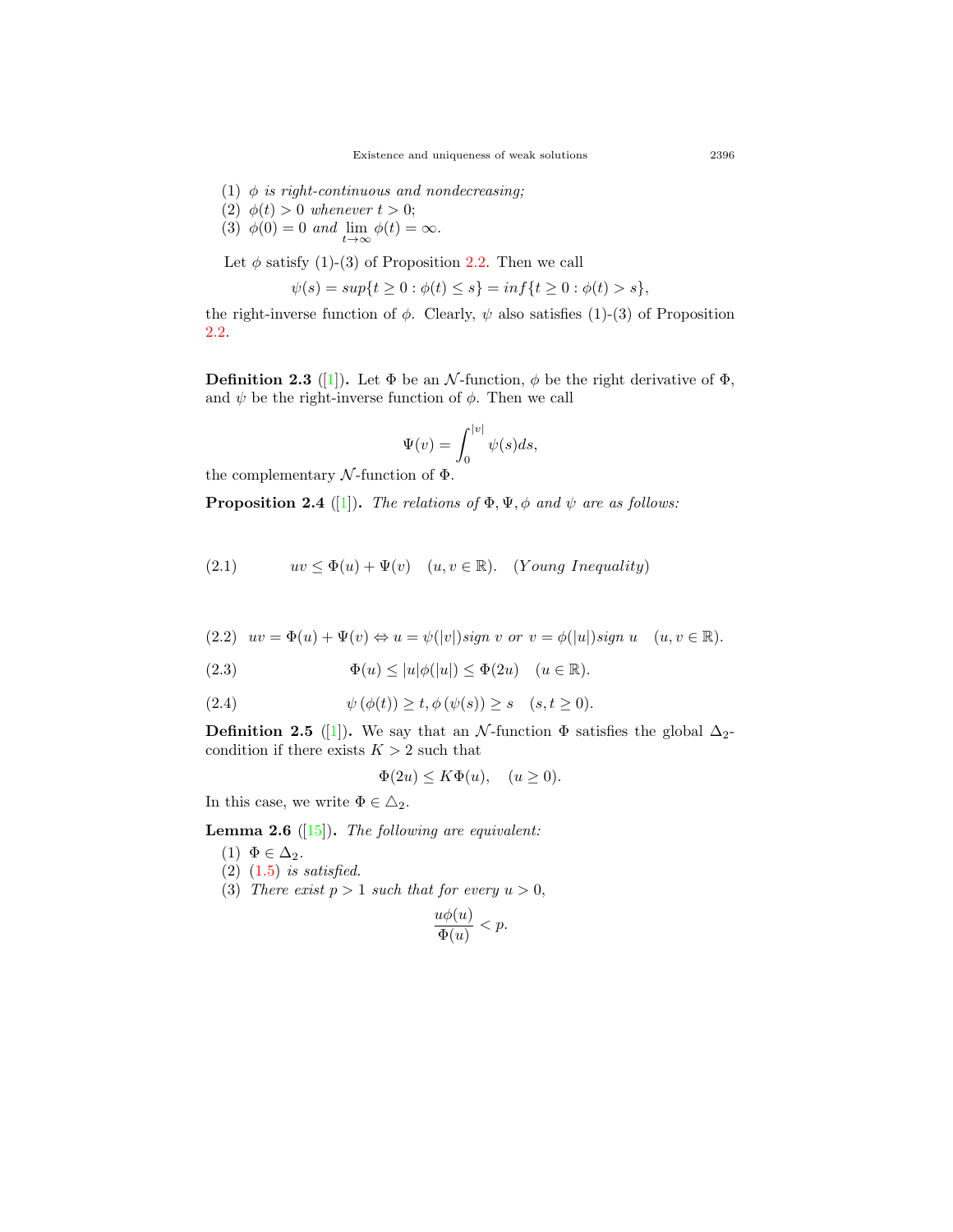(1) $\phi$ *is right-continuous and nondecreasing;*
(2) $\phi(t) > 0$ *whenever* $t > 0$;
(3) $\phi(0) = 0$ *and* $\lim_{t\to\infty} \phi(t) = \infty$.

Let $\phi$ satisfy (1)-(3) of Proposition 2.2. Then we call

$$\psi(s) = sup\{t \geq 0 : \phi(t) \leq s\} = inf\{t \geq 0 : \phi(t) > s\},$$

the right-inverse function of $\phi$. Clearly, $\psi$ also satisfies (1)-(3) of Proposition 2.2.

**Definition 2.3** ([1])**.** Let $\Phi$ be an $\mathcal{N}$-function, $\phi$ be the right derivative of $\Phi$, and $\psi$ be the right-inverse function of $\phi$. Then we call

$$\Psi(v) = \int_0^{|v|} \psi(s)ds,$$

the complementary $\mathcal{N}$-function of $\Phi$.

**Proposition 2.4** ([1])**.** *The relations of* $\Phi, \Psi, \phi$ *and* $\psi$ *are as follows:*

$$uv \leq \Phi(u) + \Psi(v) \quad (u, v \in \mathbb{R}). \quad (Young\ Inequality) \tag{2.1}$$

$$uv = \Phi(u) + \Psi(v) \Leftrightarrow u = \psi(|v|)sign\ v \ or\ v = \phi(|u|)sign\ u \quad (u, v \in \mathbb{R}). \tag{2.2}$$

$$\Phi(u) \leq |u|\phi(|u|) \leq \Phi(2u) \quad (u \in \mathbb{R}). \tag{2.3}$$

$$\psi(\phi(t)) \geq t, \phi(\psi(s)) \geq s \quad (s, t \geq 0). \tag{2.4}$$

**Definition 2.5** ([1])**.** We say that an $\mathcal{N}$-function $\Phi$ satisfies the global $\Delta_2$-condition if there exists $K > 2$ such that

$$\Phi(2u) \leq K\Phi(u), \quad (u \geq 0).$$

In this case, we write $\Phi \in \triangle_2$.

**Lemma 2.6** ([15])**.** *The following are equivalent:*

(1) $\Phi \in \Delta_2$.
(2) (1.5) *is satisfied.*
(3) *There exist* $p > 1$ *such that for every* $u > 0$,

$$\frac{u\phi(u)}{\Phi(u)} < p.$$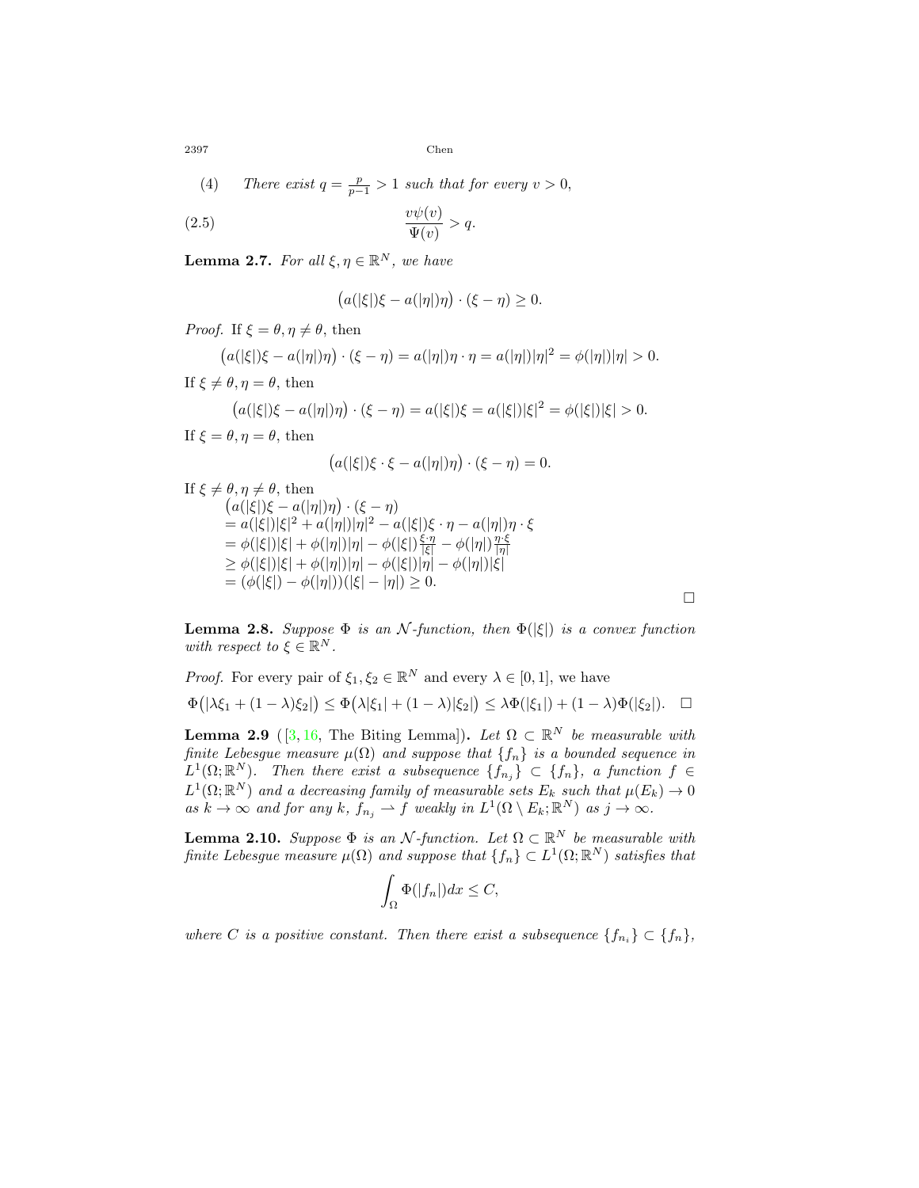(4) *There exist* $q = \frac{p}{p-1} > 1$ *such that for every* $v > 0$,

$$\frac{v\psi(v)}{\Psi(v)} > q. \tag{2.5}$$

**Lemma 2.7.** *For all* $\xi, \eta \in \mathbb{R}^N$, *we have*

$$\big(a(|\xi|)\xi - a(|\eta|)\eta\big) \cdot (\xi - \eta) \geq 0.$$

*Proof.* If $\xi = \theta, \eta \neq \theta$, then

$$\big(a(|\xi|)\xi - a(|\eta|)\eta\big) \cdot (\xi - \eta) = a(|\eta|)\eta \cdot \eta = a(|\eta|)|\eta|^2 = \phi(|\eta|)|\eta| > 0.$$

If $\xi \neq \theta, \eta = \theta$, then

$$\big(a(|\xi|)\xi - a(|\eta|)\eta\big) \cdot (\xi - \eta) = a(|\xi|)\xi = a(|\xi|)|\xi|^2 = \phi(|\xi|)|\xi| > 0.$$

If $\xi = \theta, \eta = \theta$, then

$$\big(a(|\xi|)\xi \cdot \xi - a(|\eta|)\eta\big) \cdot (\xi - \eta) = 0.$$

If $\xi \neq \theta, \eta \neq \theta$, then

$$\begin{aligned}
&\big(a(|\xi|)\xi - a(|\eta|)\eta\big) \cdot (\xi - \eta) \\
&= a(|\xi|)|\xi|^2 + a(|\eta|)|\eta|^2 - a(|\xi|)\xi \cdot \eta - a(|\eta|)\eta \cdot \xi \\
&= \phi(|\xi|)|\xi| + \phi(|\eta|)|\eta| - \phi(|\xi|)\tfrac{\xi \cdot \eta}{|\xi|} - \phi(|\eta|)\tfrac{\eta \cdot \xi}{|\eta|} \\
&\geq \phi(|\xi|)|\xi| + \phi(|\eta|)|\eta| - \phi(|\xi|)|\eta| - \phi(|\eta|)|\xi| \\
&= (\phi(|\xi|) - \phi(|\eta|))(|\xi| - |\eta|) \geq 0.
\end{aligned}$$

□

**Lemma 2.8.** *Suppose* $\Phi$ *is an* $\mathcal{N}$*-function, then* $\Phi(|\xi|)$ *is a convex function with respect to* $\xi \in \mathbb{R}^N$.

*Proof.* For every pair of $\xi_1, \xi_2 \in \mathbb{R}^N$ and every $\lambda \in [0, 1]$, we have

$$\Phi\big(|\lambda\xi_1 + (1-\lambda)\xi_2|\big) \leq \Phi\big(\lambda|\xi_1| + (1-\lambda)|\xi_2|\big) \leq \lambda\Phi(|\xi_1|) + (1-\lambda)\Phi(|\xi_2|). \quad \square$$

**Lemma 2.9** ([3, 16, The Biting Lemma])**.** *Let* $\Omega \subset \mathbb{R}^N$ *be measurable with finite Lebesgue measure* $\mu(\Omega)$ *and suppose that* $\{f_n\}$ *is a bounded sequence in* $L^1(\Omega; \mathbb{R}^N)$. *Then there exist a subsequence* $\{f_{n_j}\} \subset \{f_n\}$, *a function* $f \in L^1(\Omega; \mathbb{R}^N)$ *and a decreasing family of measurable sets* $E_k$ *such that* $\mu(E_k) \to 0$ *as* $k \to \infty$ *and for any* $k$, $f_{n_j} \rightharpoonup f$ *weakly in* $L^1(\Omega \setminus E_k; \mathbb{R}^N)$ *as* $j \to \infty$.

**Lemma 2.10.** *Suppose* $\Phi$ *is an* $\mathcal{N}$*-function. Let* $\Omega \subset \mathbb{R}^N$ *be measurable with finite Lebesgue measure* $\mu(\Omega)$ *and suppose that* $\{f_n\} \subset L^1(\Omega; \mathbb{R}^N)$ *satisfies that*

$$\int_\Omega \Phi(|f_n|)dx \leq C,$$

*where* $C$ *is a positive constant. Then there exist a subsequence* $\{f_{n_i}\} \subset \{f_n\}$,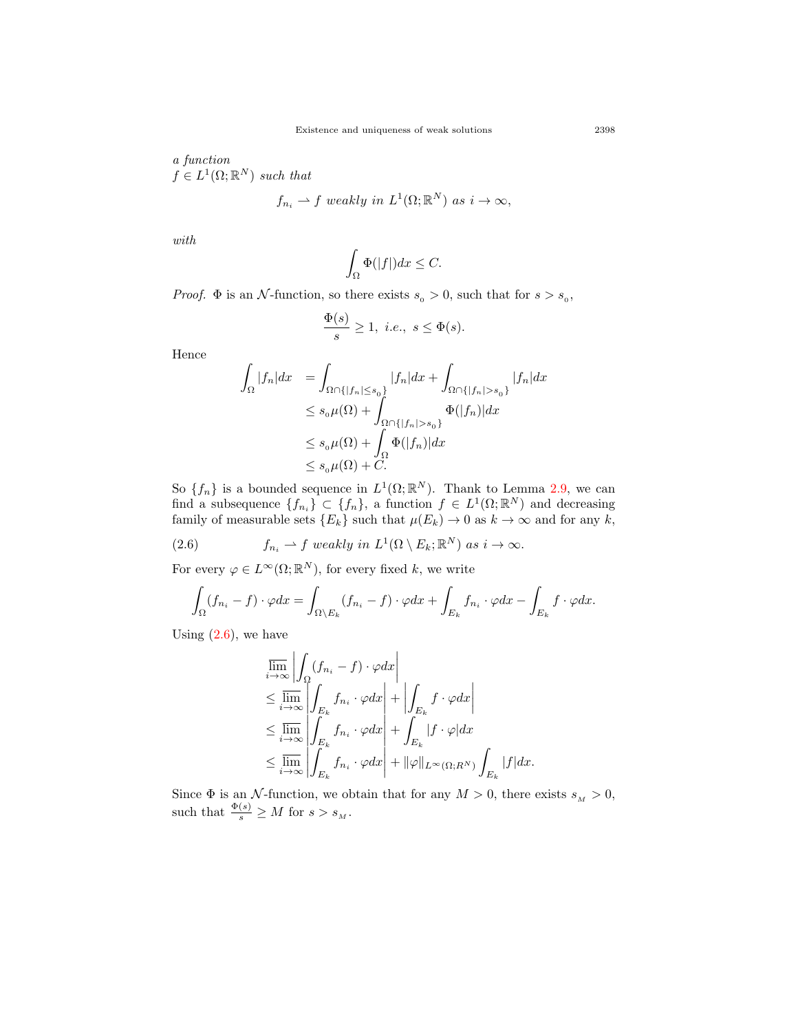*a function*
$f \in L^1(\Omega;\mathbb{R}^N)$ *such that*

$$f_{n_i} \rightharpoonup f \text{ weakly in } L^1(\Omega;\mathbb{R}^N) \text{ as } i \to \infty,$$

*with*

$$\int_\Omega \Phi(|f|)dx \leq C.$$

*Proof.* $\Phi$ is an $\mathcal{N}$-function, so there exists $s_0 > 0$, such that for $s > s_0$,

$$\frac{\Phi(s)}{s} \geq 1, \text{ i.e., } s \leq \Phi(s).$$

Hence

$$\begin{aligned}
\int_\Omega |f_n|dx &= \int_{\Omega\cap\{|f_n|\leq s_0\}} |f_n|dx + \int_{\Omega\cap\{|f_n|>s_0\}} |f_n|dx \\
&\leq s_0\mu(\Omega) + \int_{\Omega\cap\{|f_n|>s_0\}} \Phi(|f_n|)dx \\
&\leq s_0\mu(\Omega) + \int_\Omega \Phi(|f_n|)dx \\
&\leq s_0\mu(\Omega) + C.
\end{aligned}$$

So $\{f_n\}$ is a bounded sequence in $L^1(\Omega;\mathbb{R}^N)$. Thank to Lemma 2.9, we can find a subsequence $\{f_{n_i}\} \subset \{f_n\}$, a function $f \in L^1(\Omega;\mathbb{R}^N)$ and decreasing family of measurable sets $\{E_k\}$ such that $\mu(E_k) \to 0$ as $k \to \infty$ and for any $k$,

$$f_{n_i} \rightharpoonup f \text{ weakly in } L^1(\Omega \setminus E_k;\mathbb{R}^N) \text{ as } i \to \infty. \tag{2.6}$$

For every $\varphi \in L^\infty(\Omega;\mathbb{R}^N)$, for every fixed $k$, we write

$$\int_\Omega (f_{n_i} - f)\cdot\varphi dx = \int_{\Omega\setminus E_k} (f_{n_i} - f)\cdot\varphi dx + \int_{E_k} f_{n_i}\cdot\varphi dx - \int_{E_k} f\cdot\varphi dx.$$

Using (2.6), we have

$$\begin{aligned}
&\varlimsup_{i\to\infty} \left|\int_\Omega (f_{n_i} - f)\cdot\varphi dx\right| \\
&\leq \varlimsup_{i\to\infty} \left|\int_{E_k} f_{n_i}\cdot\varphi dx\right| + \left|\int_{E_k} f\cdot\varphi dx\right| \\
&\leq \varlimsup_{i\to\infty} \left|\int_{E_k} f_{n_i}\cdot\varphi dx\right| + \int_{E_k} |f\cdot\varphi| dx \\
&\leq \varlimsup_{i\to\infty} \left|\int_{E_k} f_{n_i}\cdot\varphi dx\right| + \|\varphi\|_{L^\infty(\Omega;R^N)} \int_{E_k} |f|dx.
\end{aligned}$$

Since $\Phi$ is an $\mathcal{N}$-function, we obtain that for any $M > 0$, there exists $s_M > 0$, such that $\frac{\Phi(s)}{s} \geq M$ for $s > s_M$.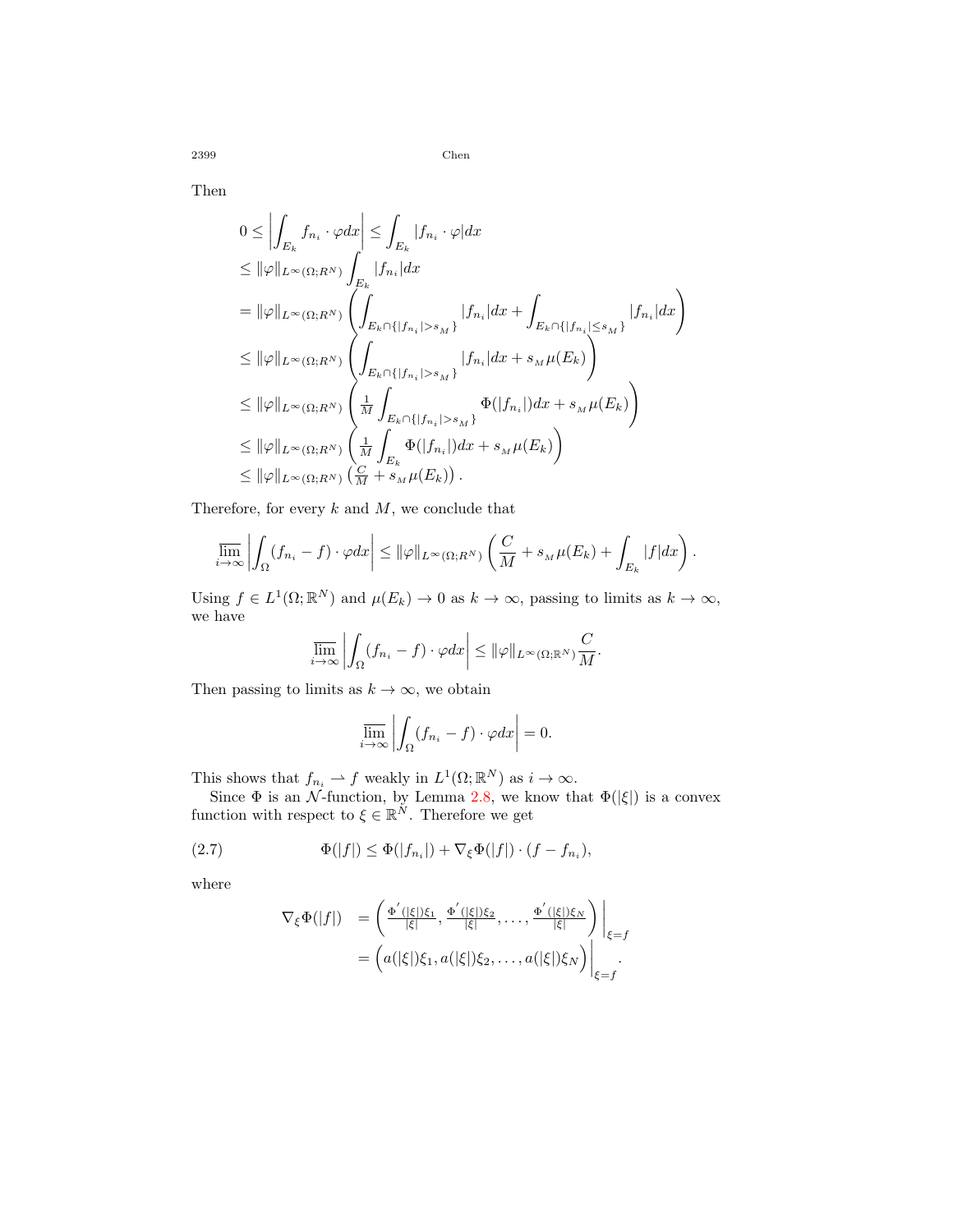Then

$$
\begin{aligned}
0 &\leq \left|\int_{E_k} f_{n_i} \cdot \varphi dx\right| \leq \int_{E_k} |f_{n_i} \cdot \varphi| dx \\
&\leq \|\varphi\|_{L^\infty(\Omega;R^N)} \int_{E_k} |f_{n_i}| dx \\
&= \|\varphi\|_{L^\infty(\Omega;R^N)} \left( \int_{E_k \cap \{|f_{n_i}| > s_M\}} |f_{n_i}| dx + \int_{E_k \cap \{|f_{n_i}| \leq s_M\}} |f_{n_i}| dx \right) \\
&\leq \|\varphi\|_{L^\infty(\Omega;R^N)} \left( \int_{E_k \cap \{|f_{n_i}| > s_M\}} |f_{n_i}| dx + s_M \mu(E_k) \right) \\
&\leq \|\varphi\|_{L^\infty(\Omega;R^N)} \left( \tfrac{1}{M} \int_{E_k \cap \{|f_{n_i}| > s_M\}} \Phi(|f_{n_i}|) dx + s_M \mu(E_k) \right) \\
&\leq \|\varphi\|_{L^\infty(\Omega;R^N)} \left( \tfrac{1}{M} \int_{E_k} \Phi(|f_{n_i}|) dx + s_M \mu(E_k) \right) \\
&\leq \|\varphi\|_{L^\infty(\Omega;R^N)} \left( \tfrac{C}{M} + s_M \mu(E_k) \right).
\end{aligned}
$$

Therefore, for every $k$ and $M$, we conclude that

$$
\overline{\lim_{i\to\infty}} \left| \int_\Omega (f_{n_i} - f) \cdot \varphi dx \right| \leq \|\varphi\|_{L^\infty(\Omega;R^N)} \left( \frac{C}{M} + s_M \mu(E_k) + \int_{E_k} |f| dx \right).
$$

Using $f \in L^1(\Omega; \mathbb{R}^N)$ and $\mu(E_k) \to 0$ as $k \to \infty$, passing to limits as $k \to \infty$, we have

$$
\overline{\lim_{i\to\infty}} \left| \int_\Omega (f_{n_i} - f) \cdot \varphi dx \right| \leq \|\varphi\|_{L^\infty(\Omega;\mathbb{R}^N)} \frac{C}{M}.
$$

Then passing to limits as $k \to \infty$, we obtain

$$
\overline{\lim_{i\to\infty}} \left| \int_\Omega (f_{n_i} - f) \cdot \varphi dx \right| = 0.
$$

This shows that $f_{n_i} \rightharpoonup f$ weakly in $L^1(\Omega; \mathbb{R}^N)$ as $i \to \infty$.

Since $\Phi$ is an $\mathcal{N}$-function, by Lemma 2.8, we know that $\Phi(|\xi|)$ is a convex function with respect to $\xi \in \mathbb{R}^N$. Therefore we get

$$
\Phi(|f|) \leq \Phi(|f_{n_i}|) + \nabla_\xi \Phi(|f|) \cdot (f - f_{n_i}), \tag{2.7}
$$

where

$$
\begin{aligned}
\nabla_\xi \Phi(|f|) &= \left( \tfrac{\Phi'(|\xi|)\xi_1}{|\xi|}, \tfrac{\Phi'(|\xi|)\xi_2}{|\xi|}, \ldots, \tfrac{\Phi'(|\xi|)\xi_N}{|\xi|} \right) \Big|_{\xi = f} \\
&= \Big( a(|\xi|)\xi_1, a(|\xi|)\xi_2, \ldots, a(|\xi|)\xi_N \Big) \Big|_{\xi = f}.
\end{aligned}
$$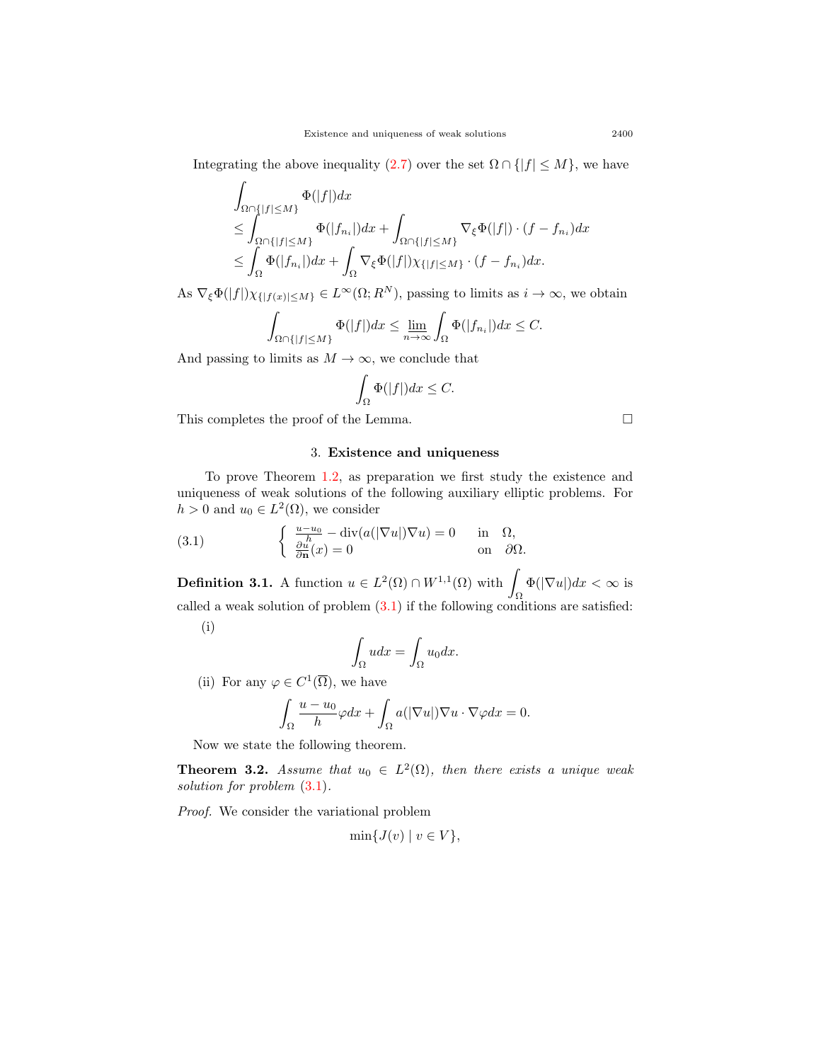Integrating the above inequality (2.7) over the set $\Omega \cap \{|f| \leq M\}$, we have

$$
\begin{aligned}
&\int_{\Omega \cap \{|f| \leq M\}} \Phi(|f|)dx \\
&\leq \int_{\Omega \cap \{|f| \leq M\}} \Phi(|f_{n_i}|)dx + \int_{\Omega \cap \{|f| \leq M\}} \nabla_\xi \Phi(|f|) \cdot (f - f_{n_i})dx \\
&\leq \int_{\Omega} \Phi(|f_{n_i}|)dx + \int_{\Omega} \nabla_\xi \Phi(|f|)\chi_{\{|f| \leq M\}} \cdot (f - f_{n_i})dx.
\end{aligned}
$$

As $\nabla_\xi \Phi(|f|)\chi_{\{|f(x)| \leq M\}} \in L^\infty(\Omega; R^N)$, passing to limits as $i \to \infty$, we obtain

$$
\int_{\Omega \cap \{|f| \leq M\}} \Phi(|f|)dx \leq \varliminf_{n \to \infty} \int_{\Omega} \Phi(|f_{n_i}|)dx \leq C.
$$

And passing to limits as $M \to \infty$, we conclude that

$$
\int_{\Omega} \Phi(|f|)dx \leq C.
$$

This completes the proof of the Lemma. □

## 3. Existence and uniqueness

To prove Theorem 1.2, as preparation we first study the existence and uniqueness of weak solutions of the following auxiliary elliptic problems. For $h > 0$ and $u_0 \in L^2(\Omega)$, we consider

$$
\left\{ \begin{array}{ll} \frac{u-u_0}{h} - \operatorname{div}(a(|\nabla u|)\nabla u) = 0 & \text{in} \quad \Omega, \\ \frac{\partial u}{\partial \mathbf{n}}(x) = 0 & \text{on} \quad \partial\Omega. \end{array} \right. \tag{3.1}
$$

**Definition 3.1.** A function $u \in L^2(\Omega) \cap W^{1,1}(\Omega)$ with $\int_\Omega \Phi(|\nabla u|)dx < \infty$ is called a weak solution of problem (3.1) if the following conditions are satisfied:

(i)
$$
\int_\Omega u dx = \int_\Omega u_0 dx.
$$

(ii) For any $\varphi \in C^1(\overline{\Omega})$, we have
$$
\int_\Omega \frac{u - u_0}{h}\varphi dx + \int_\Omega a(|\nabla u|)\nabla u \cdot \nabla \varphi dx = 0.
$$

Now we state the following theorem.

**Theorem 3.2.** *Assume that $u_0 \in L^2(\Omega)$, then there exists a unique weak solution for problem (3.1).*

*Proof.* We consider the variational problem

$$
\min\{J(v) \mid v \in V\},
$$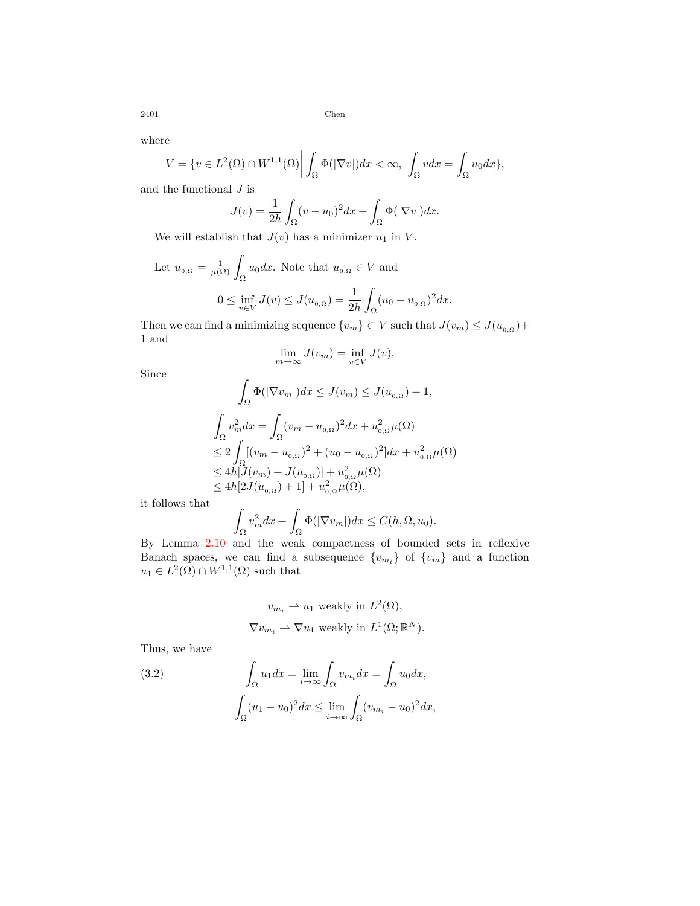where

$$V = \{v \in L^2(\Omega) \cap W^{1,1}(\Omega) \bigg| \int_\Omega \Phi(|\nabla v|)dx < \infty, \ \int_\Omega v dx = \int_\Omega u_0 dx\},$$

and the functional $J$ is

$$J(v) = \frac{1}{2h} \int_\Omega (v - u_0)^2 dx + \int_\Omega \Phi(|\nabla v|)dx.$$

We will establish that $J(v)$ has a minimizer $u_1$ in $V$.

Let $u_{0,\Omega} = \frac{1}{\mu(\Omega)} \int_\Omega u_0 dx$. Note that $u_{0,\Omega} \in V$ and

$$0 \leq \inf_{v \in V} J(v) \leq J(u_{0,\Omega}) = \frac{1}{2h} \int_\Omega (u_0 - u_{0,\Omega})^2 dx.$$

Then we can find a minimizing sequence $\{v_m\} \subset V$ such that $J(v_m) \leq J(u_{0,\Omega}) + 1$ and

$$\lim_{m \to \infty} J(v_m) = \inf_{v \in V} J(v).$$

Since

$$\int_\Omega \Phi(|\nabla v_m|)dx \leq J(v_m) \leq J(u_{0,\Omega}) + 1,$$

$$\begin{aligned}
\int_\Omega v_m^2 dx &= \int_\Omega (v_m - u_{0,\Omega})^2 dx + u_{0,\Omega}^2 \mu(\Omega) \\
&\leq 2 \int_\Omega [(v_m - u_{0,\Omega})^2 + (u_0 - u_{0,\Omega})^2] dx + u_{0,\Omega}^2 \mu(\Omega) \\
&\leq 4h[J(v_m) + J(u_{0,\Omega})] + u_{0,\Omega}^2 \mu(\Omega) \\
&\leq 4h[2J(u_{0,\Omega}) + 1] + u_{0,\Omega}^2 \mu(\Omega),
\end{aligned}$$

it follows that

$$\int_\Omega v_m^2 dx + \int_\Omega \Phi(|\nabla v_m|)dx \leq C(h, \Omega, u_0).$$

By Lemma 2.10 and the weak compactness of bounded sets in reflexive Banach spaces, we can find a subsequence $\{v_{m_i}\}$ of $\{v_m\}$ and a function $u_1 \in L^2(\Omega) \cap W^{1,1}(\Omega)$ such that

$$v_{m_i} \rightharpoonup u_1 \text{ weakly in } L^2(\Omega),$$

$$\nabla v_{m_i} \rightharpoonup \nabla u_1 \text{ weakly in } L^1(\Omega; \mathbb{R}^N).$$

Thus, we have

$$\int_\Omega u_1 dx = \lim_{i \to \infty} \int_\Omega v_{m_i} dx = \int_\Omega u_0 dx, \tag{3.2}$$

$$\int_\Omega (u_1 - u_0)^2 dx \leq \varliminf_{i \to \infty} \int_\Omega (v_{m_i} - u_0)^2 dx,$$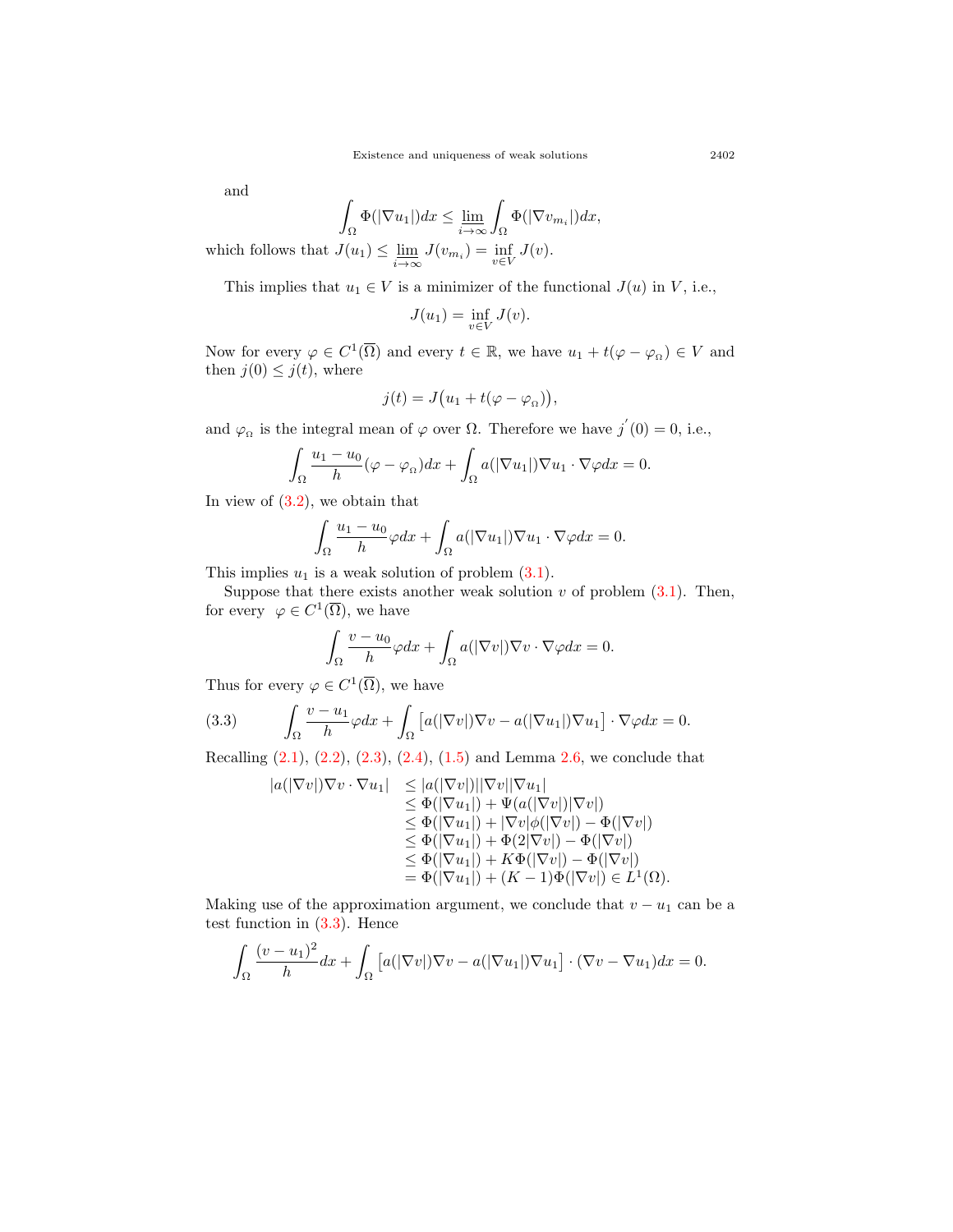and

$$\int_\Omega \Phi(|\nabla u_1|)dx \le \varliminf_{i\to\infty} \int_\Omega \Phi(|\nabla v_{m_i}|)dx,$$

which follows that $J(u_1) \le \varliminf_{i\to\infty} J(v_{m_i}) = \inf_{v\in V} J(v)$.

This implies that $u_1 \in V$ is a minimizer of the functional $J(u)$ in $V$, i.e.,

$$J(u_1) = \inf_{v\in V} J(v).$$

Now for every $\varphi \in C^1(\overline{\Omega})$ and every $t \in \mathbb{R}$, we have $u_1 + t(\varphi - \varphi_{\Omega}) \in V$ and then $j(0) \le j(t)$, where

$$j(t) = J\big(u_1 + t(\varphi - \varphi_{\Omega})\big),$$

and $\varphi_{\Omega}$ is the integral mean of $\varphi$ over $\Omega$. Therefore we have $j^{'}(0) = 0$, i.e.,

$$\int_\Omega \frac{u_1 - u_0}{h}(\varphi - \varphi_{\Omega})dx + \int_\Omega a(|\nabla u_1|)\nabla u_1 \cdot \nabla\varphi dx = 0.$$

In view of (3.2), we obtain that

$$\int_\Omega \frac{u_1 - u_0}{h}\varphi dx + \int_\Omega a(|\nabla u_1|)\nabla u_1 \cdot \nabla\varphi dx = 0.$$

This implies $u_1$ is a weak solution of problem (3.1).

Suppose that there exists another weak solution $v$ of problem (3.1). Then, for every $\varphi \in C^1(\overline{\Omega})$, we have

$$\int_\Omega \frac{v - u_0}{h}\varphi dx + \int_\Omega a(|\nabla v|)\nabla v \cdot \nabla\varphi dx = 0.$$

Thus for every $\varphi \in C^1(\overline{\Omega})$, we have

$$\int_\Omega \frac{v - u_1}{h}\varphi dx + \int_\Omega \big[a(|\nabla v|)\nabla v - a(|\nabla u_1|)\nabla u_1\big] \cdot \nabla\varphi dx = 0. \tag{3.3}$$

Recalling (2.1), (2.2), (2.3), (2.4), (1.5) and Lemma 2.6, we conclude that

$$\begin{aligned}
|a(|\nabla v|)\nabla v \cdot \nabla u_1| &\le |a(|\nabla v|)||\nabla v||\nabla u_1| \\
&\le \Phi(|\nabla u_1|) + \Psi(a(|\nabla v|)|\nabla v|) \\
&\le \Phi(|\nabla u_1|) + |\nabla v|\phi(|\nabla v|) - \Phi(|\nabla v|) \\
&\le \Phi(|\nabla u_1|) + \Phi(2|\nabla v|) - \Phi(|\nabla v|) \\
&\le \Phi(|\nabla u_1|) + K\Phi(|\nabla v|) - \Phi(|\nabla v|) \\
&= \Phi(|\nabla u_1|) + (K-1)\Phi(|\nabla v|) \in L^1(\Omega).
\end{aligned}$$

Making use of the approximation argument, we conclude that $v - u_1$ can be a test function in (3.3). Hence

$$\int_\Omega \frac{(v - u_1)^2}{h}dx + \int_\Omega \big[a(|\nabla v|)\nabla v - a(|\nabla u_1|)\nabla u_1\big] \cdot (\nabla v - \nabla u_1)dx = 0.$$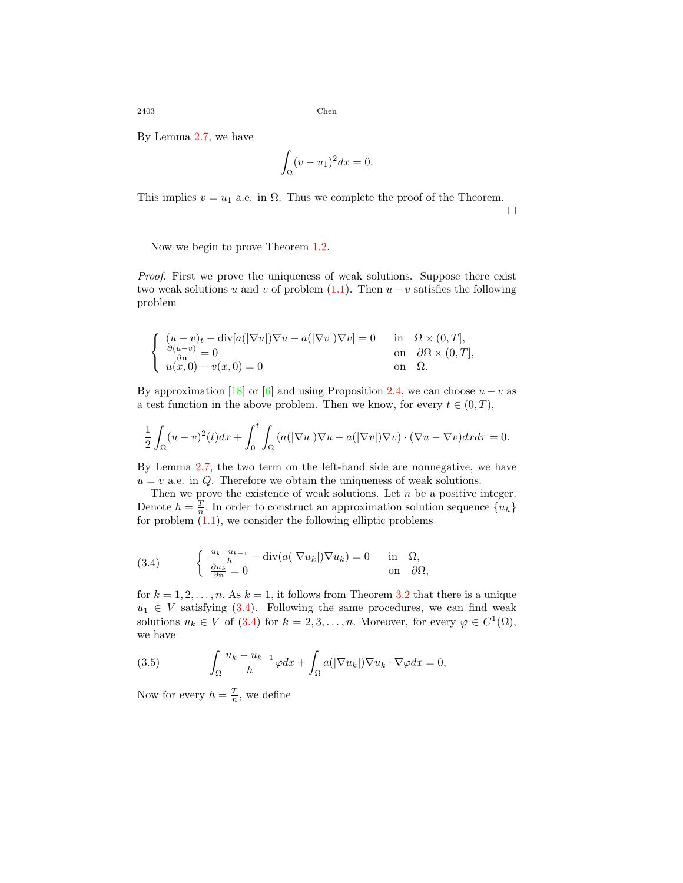By Lemma 2.7, we have

$$\int_\Omega (v-u_1)^2 dx = 0.$$

This implies $v = u_1$ a.e. in $\Omega$. Thus we complete the proof of the Theorem. □

Now we begin to prove Theorem 1.2.

*Proof.* First we prove the uniqueness of weak solutions. Suppose there exist two weak solutions $u$ and $v$ of problem (1.1). Then $u-v$ satisfies the following problem

$$\begin{cases} (u-v)_t - \operatorname{div}[a(|\nabla u|)\nabla u - a(|\nabla v|)\nabla v] = 0 & \text{in} \quad \Omega \times (0,T], \\ \frac{\partial (u-v)}{\partial \mathbf{n}} = 0 & \text{on} \quad \partial\Omega \times (0,T], \\ u(x,0) - v(x,0) = 0 & \text{on} \quad \Omega. \end{cases}$$

By approximation [18] or [6] and using Proposition 2.4, we can choose $u-v$ as a test function in the above problem. Then we know, for every $t \in (0,T)$,

$$\frac{1}{2}\int_\Omega (u-v)^2(t)dx + \int_0^t \int_\Omega (a(|\nabla u|)\nabla u - a(|\nabla v|)\nabla v)\cdot(\nabla u - \nabla v)dxd\tau = 0.$$

By Lemma 2.7, the two term on the left-hand side are nonnegative, we have $u = v$ a.e. in $Q$. Therefore we obtain the uniqueness of weak solutions.

Then we prove the existence of weak solutions. Let $n$ be a positive integer. Denote $h = \frac{T}{n}$. In order to construct an approximation solution sequence $\{u_h\}$ for problem (1.1), we consider the following elliptic problems

$$\begin{cases} \frac{u_k - u_{k-1}}{h} - \operatorname{div}(a(|\nabla u_k|)\nabla u_k) = 0 & \text{in} \quad \Omega, \\ \frac{\partial u_k}{\partial \mathbf{n}} = 0 & \text{on} \quad \partial\Omega, \end{cases} \tag{3.4}$$

for $k = 1, 2, \ldots, n$. As $k = 1$, it follows from Theorem 3.2 that there is a unique $u_1 \in V$ satisfying (3.4). Following the same procedures, we can find weak solutions $u_k \in V$ of (3.4) for $k = 2, 3, \ldots, n$. Moreover, for every $\varphi \in C^1(\overline{\Omega})$, we have

$$\int_\Omega \frac{u_k - u_{k-1}}{h}\varphi dx + \int_\Omega a(|\nabla u_k|)\nabla u_k \cdot \nabla\varphi dx = 0, \tag{3.5}$$

Now for every $h = \frac{T}{n}$, we define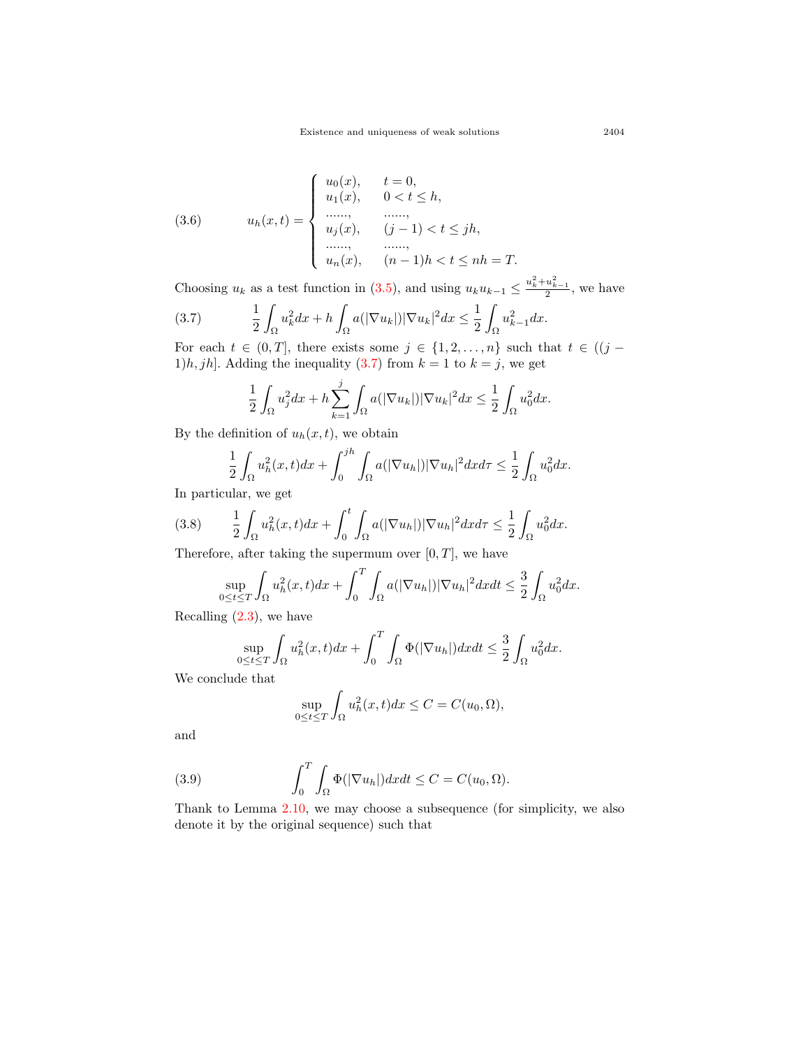$$
u_h(x,t) = \begin{cases} u_0(x), & t = 0, \\ u_1(x), & 0 < t \leq h, \\ \ldots\ldots, & \ldots\ldots, \\ u_j(x), & (j-1) < t \leq jh, \\ \ldots\ldots, & \ldots\ldots, \\ u_n(x), & (n-1)h < t \leq nh = T. \end{cases} \tag{3.6}
$$

Choosing $u_k$ as a test function in (3.5), and using $u_k u_{k-1} \leq \frac{u_k^2 + u_{k-1}^2}{2}$, we have

$$
\frac{1}{2}\int_\Omega u_k^2 dx + h\int_\Omega a(|\nabla u_k|)|\nabla u_k|^2 dx \leq \frac{1}{2}\int_\Omega u_{k-1}^2 dx. \tag{3.7}
$$

For each $t \in (0,T]$, there exists some $j \in \{1, 2, \ldots, n\}$ such that $t \in ((j-1)h, jh]$. Adding the inequality (3.7) from $k=1$ to $k=j$, we get

$$
\frac{1}{2}\int_\Omega u_j^2 dx + h\sum_{k=1}^{j}\int_\Omega a(|\nabla u_k|)|\nabla u_k|^2 dx \leq \frac{1}{2}\int_\Omega u_0^2 dx.
$$

By the definition of $u_h(x,t)$, we obtain

$$
\frac{1}{2}\int_\Omega u_h^2(x,t) dx + \int_0^{jh}\int_\Omega a(|\nabla u_h|)|\nabla u_h|^2 dx d\tau \leq \frac{1}{2}\int_\Omega u_0^2 dx.
$$

In particular, we get

$$
\frac{1}{2}\int_\Omega u_h^2(x,t) dx + \int_0^{t}\int_\Omega a(|\nabla u_h|)|\nabla u_h|^2 dx d\tau \leq \frac{1}{2}\int_\Omega u_0^2 dx. \tag{3.8}
$$

Therefore, after taking the supermum over $[0,T]$, we have

$$
\sup_{0\leq t\leq T}\int_\Omega u_h^2(x,t) dx + \int_0^{T}\int_\Omega a(|\nabla u_h|)|\nabla u_h|^2 dx dt \leq \frac{3}{2}\int_\Omega u_0^2 dx.
$$

Recalling (2.3), we have

$$
\sup_{0\leq t\leq T}\int_\Omega u_h^2(x,t) dx + \int_0^{T}\int_\Omega \Phi(|\nabla u_h|) dx dt \leq \frac{3}{2}\int_\Omega u_0^2 dx.
$$

We conclude that

$$
\sup_{0\leq t\leq T}\int_\Omega u_h^2(x,t) dx \leq C = C(u_0, \Omega),
$$

and

$$
\int_0^{T}\int_\Omega \Phi(|\nabla u_h|) dx dt \leq C = C(u_0, \Omega). \tag{3.9}
$$

Thank to Lemma 2.10, we may choose a subsequence (for simplicity, we also denote it by the original sequence) such that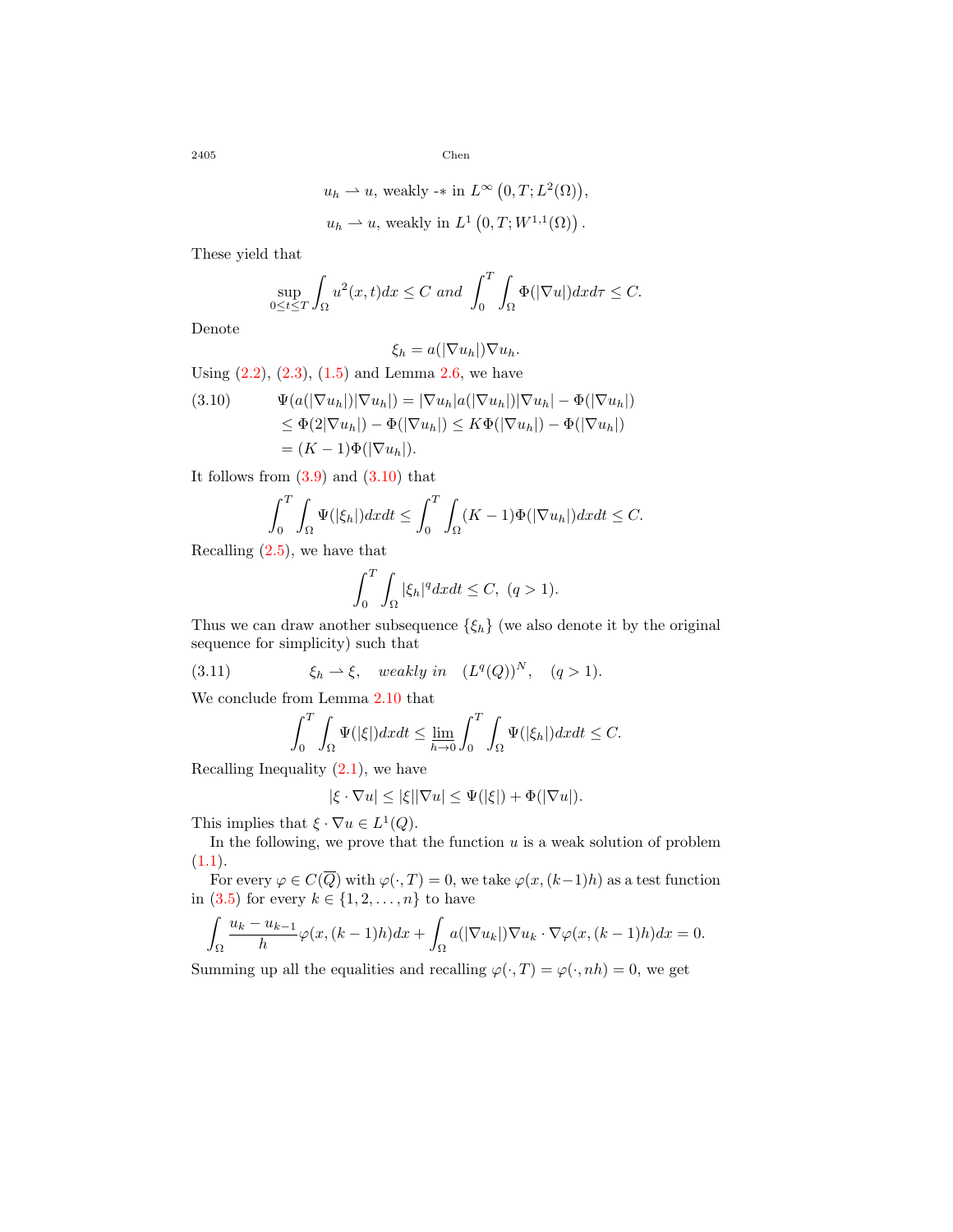$$u_h \rightharpoonup u, \text{ weakly -* in } L^\infty\left(0,T;L^2(\Omega)\right),$$

$$u_h \rightharpoonup u, \text{ weakly in } L^1\left(0,T;W^{1,1}(\Omega)\right).$$

These yield that

$$\sup_{0\le t\le T}\int_\Omega u^2(x,t)dx \le C \text{ and } \int_0^T\int_\Omega \Phi(|\nabla u|)dxd\tau \le C.$$

Denote

$$\xi_h = a(|\nabla u_h|)\nabla u_h.$$

Using (2.2), (2.3), (1.5) and Lemma 2.6, we have

$$\begin{aligned}
\Psi(a(|\nabla u_h|)|\nabla u_h|) &= |\nabla u_h|a(|\nabla u_h|)|\nabla u_h| - \Phi(|\nabla u_h|) \\
&\le \Phi(2|\nabla u_h|) - \Phi(|\nabla u_h|) \le K\Phi(|\nabla u_h|) - \Phi(|\nabla u_h|) \\
&= (K-1)\Phi(|\nabla u_h|).
\end{aligned} \tag{3.10}$$

It follows from (3.9) and (3.10) that

$$\int_0^T\int_\Omega \Psi(|\xi_h|)dxdt \le \int_0^T\int_\Omega (K-1)\Phi(|\nabla u_h|)dxdt \le C.$$

Recalling (2.5), we have that

$$\int_0^T\int_\Omega |\xi_h|^q dxdt \le C, \ (q>1).$$

Thus we can draw another subsequence $\{\xi_h\}$ (we also denote it by the original sequence for simplicity) such that

$$\xi_h \rightharpoonup \xi, \quad \textit{weakly in} \quad (L^q(Q))^N, \quad (q>1). \tag{3.11}$$

We conclude from Lemma 2.10 that

$$\int_0^T\int_\Omega \Psi(|\xi|)dxdt \le \varliminf_{h\to 0}\int_0^T\int_\Omega \Psi(|\xi_h|)dxdt \le C.$$

Recalling Inequality (2.1), we have

$$|\xi\cdot\nabla u| \le |\xi||\nabla u| \le \Psi(|\xi|) + \Phi(|\nabla u|).$$

This implies that $\xi\cdot\nabla u \in L^1(Q)$.

In the following, we prove that the function $u$ is a weak solution of problem (1.1).

For every $\varphi \in C(\overline{Q})$ with $\varphi(\cdot,T)=0$, we take $\varphi(x,(k-1)h)$ as a test function in (3.5) for every $k\in\{1,2,\ldots,n\}$ to have

$$\int_\Omega \frac{u_k-u_{k-1}}{h}\varphi(x,(k-1)h)dx + \int_\Omega a(|\nabla u_k|)\nabla u_k\cdot\nabla\varphi(x,(k-1)h)dx = 0.$$

Summing up all the equalities and recalling $\varphi(\cdot,T)=\varphi(\cdot,nh)=0$, we get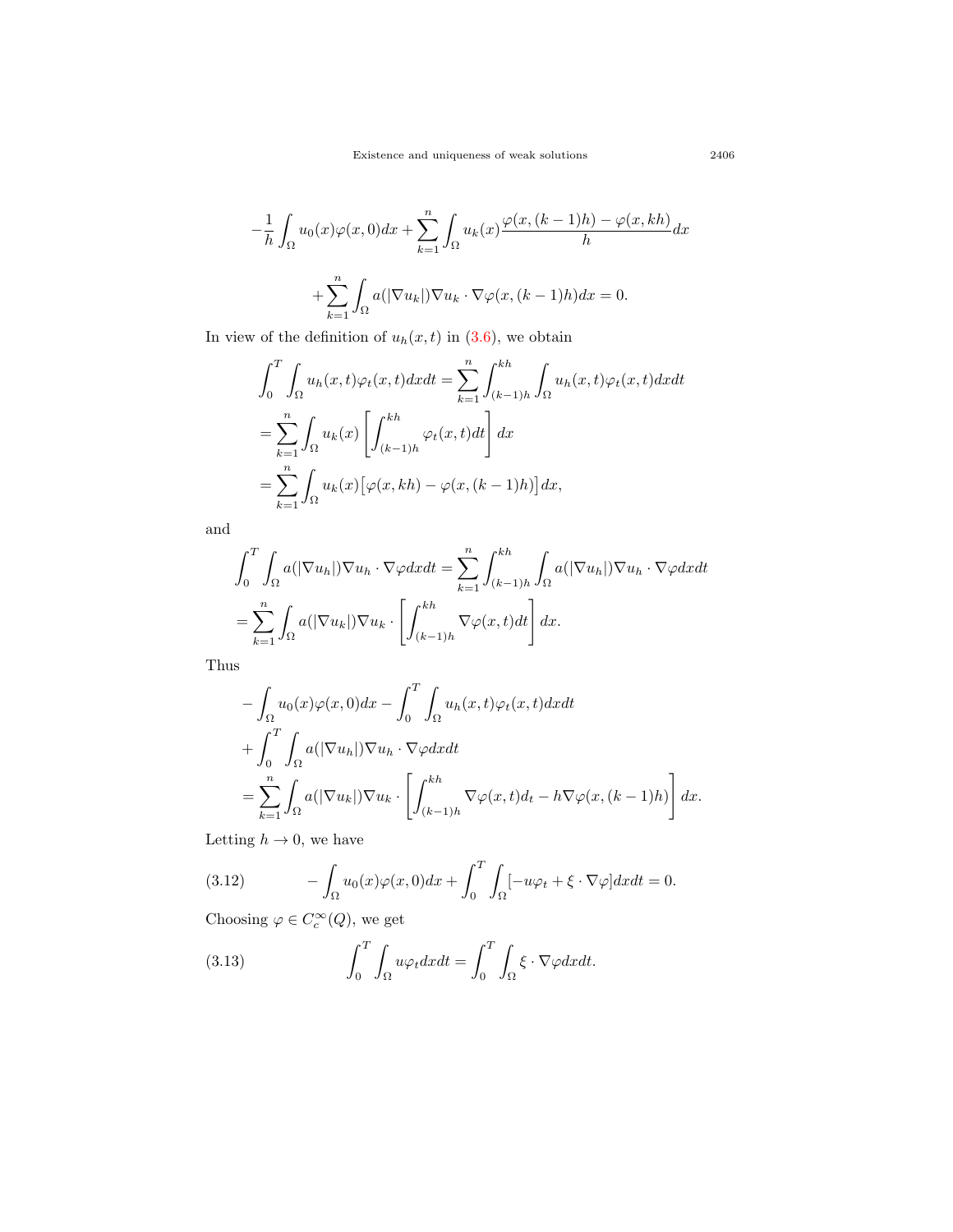$$-\frac{1}{h}\int_\Omega u_0(x)\varphi(x,0)dx + \sum_{k=1}^n \int_\Omega u_k(x)\frac{\varphi(x,(k-1)h)-\varphi(x,kh)}{h}dx$$

$$+\sum_{k=1}^n \int_\Omega a(|\nabla u_k|)\nabla u_k \cdot \nabla\varphi(x,(k-1)h)dx = 0.$$

In view of the definition of $u_h(x,t)$ in (3.6), we obtain

$$\begin{aligned}
&\int_0^T \int_\Omega u_h(x,t)\varphi_t(x,t)dxdt = \sum_{k=1}^n \int_{(k-1)h}^{kh}\int_\Omega u_h(x,t)\varphi_t(x,t)dxdt \\
&= \sum_{k=1}^n \int_\Omega u_k(x)\left[\int_{(k-1)h}^{kh}\varphi_t(x,t)dt\right]dx \\
&= \sum_{k=1}^n \int_\Omega u_k(x)\big[\varphi(x,kh)-\varphi(x,(k-1)h)\big]dx,
\end{aligned}$$

and

$$\begin{aligned}
&\int_0^T \int_\Omega a(|\nabla u_h|)\nabla u_h \cdot \nabla\varphi dxdt = \sum_{k=1}^n \int_{(k-1)h}^{kh}\int_\Omega a(|\nabla u_h|)\nabla u_h\cdot\nabla\varphi dxdt \\
&= \sum_{k=1}^n \int_\Omega a(|\nabla u_k|)\nabla u_k \cdot \left[\int_{(k-1)h}^{kh}\nabla\varphi(x,t)dt\right]dx.
\end{aligned}$$

Thus

$$\begin{aligned}
&-\int_\Omega u_0(x)\varphi(x,0)dx - \int_0^T\int_\Omega u_h(x,t)\varphi_t(x,t)dxdt \\
&+\int_0^T\int_\Omega a(|\nabla u_h|)\nabla u_h\cdot\nabla\varphi dxdt \\
&= \sum_{k=1}^n \int_\Omega a(|\nabla u_k|)\nabla u_k\cdot\left[\int_{(k-1)h}^{kh}\nabla\varphi(x,t)d_t - h\nabla\varphi(x,(k-1)h)\right]dx.
\end{aligned}$$

Letting $h\to 0$, we have

$$-\int_\Omega u_0(x)\varphi(x,0)dx + \int_0^T\int_\Omega[-u\varphi_t + \xi\cdot\nabla\varphi]dxdt = 0. \tag{3.12}$$

Choosing $\varphi \in C_c^\infty(Q)$, we get

$$\int_0^T\int_\Omega u\varphi_t dxdt = \int_0^T\int_\Omega \xi\cdot\nabla\varphi dxdt. \tag{3.13}$$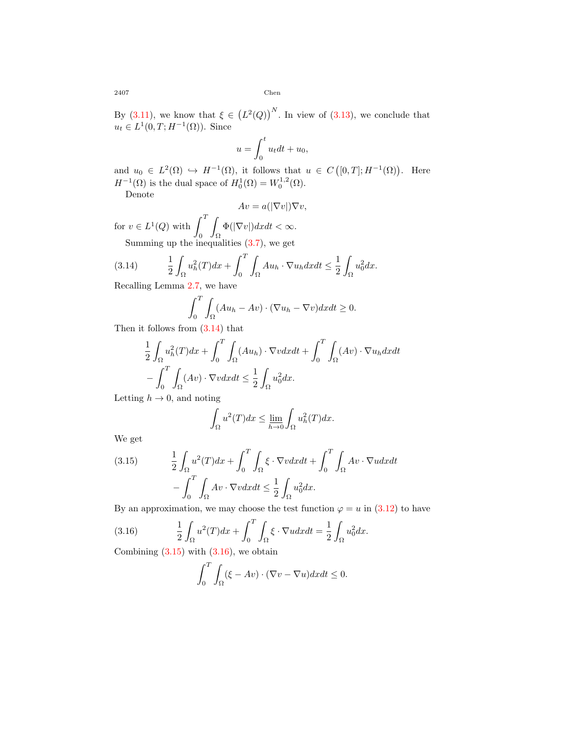By (3.11), we know that $\xi \in \left(L^2(Q)\right)^N$. In view of (3.13), we conclude that $u_t \in L^1(0,T;H^{-1}(\Omega))$. Since

$$u = \int_0^t u_t dt + u_0,$$

and $u_0 \in L^2(\Omega) \hookrightarrow H^{-1}(\Omega)$, it follows that $u \in C\left([0,T];H^{-1}(\Omega)\right)$. Here $H^{-1}(\Omega)$ is the dual space of $H_0^1(\Omega) = W_0^{1,2}(\Omega)$.

Denote

$$Av = a(|\nabla v|)\nabla v,$$

for $v \in L^1(Q)$ with $\displaystyle\int_0^T \int_\Omega \Phi(|\nabla v|)dxdt < \infty$.

Summing up the inequalities (3.7), we get

$$\frac{1}{2}\int_\Omega u_h^2(T)dx + \int_0^T \int_\Omega Au_h \cdot \nabla u_h dxdt \leq \frac{1}{2}\int_\Omega u_0^2 dx. \tag{3.14}$$

Recalling Lemma 2.7, we have

$$\int_0^T \int_\Omega (Au_h - Av)\cdot(\nabla u_h - \nabla v)dxdt \geq 0.$$

Then it follows from (3.14) that

$$\begin{aligned}
&\frac{1}{2}\int_\Omega u_h^2(T)dx + \int_0^T \int_\Omega (Au_h)\cdot \nabla v dxdt + \int_0^T \int_\Omega (Av)\cdot \nabla u_h dxdt \\
&- \int_0^T \int_\Omega (Av)\cdot \nabla v dxdt \leq \frac{1}{2}\int_\Omega u_0^2 dx.
\end{aligned}$$

Letting $h \to 0$, and noting

$$\int_\Omega u^2(T)dx \leq \varliminf_{h\to 0} \int_\Omega u_h^2(T)dx.$$

We get

$$\begin{aligned}
&\frac{1}{2}\int_\Omega u^2(T)dx + \int_0^T \int_\Omega \xi \cdot \nabla v dxdt + \int_0^T \int_\Omega Av \cdot \nabla u dxdt \\
&- \int_0^T \int_\Omega Av \cdot \nabla v dxdt \leq \frac{1}{2}\int_\Omega u_0^2 dx.
\end{aligned} \tag{3.15}$$

By an approximation, we may choose the test function $\varphi = u$ in (3.12) to have

$$\frac{1}{2}\int_\Omega u^2(T)dx + \int_0^T \int_\Omega \xi \cdot \nabla u dxdt = \frac{1}{2}\int_\Omega u_0^2 dx. \tag{3.16}$$

Combining (3.15) with (3.16), we obtain

$$\int_0^T \int_\Omega (\xi - Av)\cdot(\nabla v - \nabla u)dxdt \leq 0.$$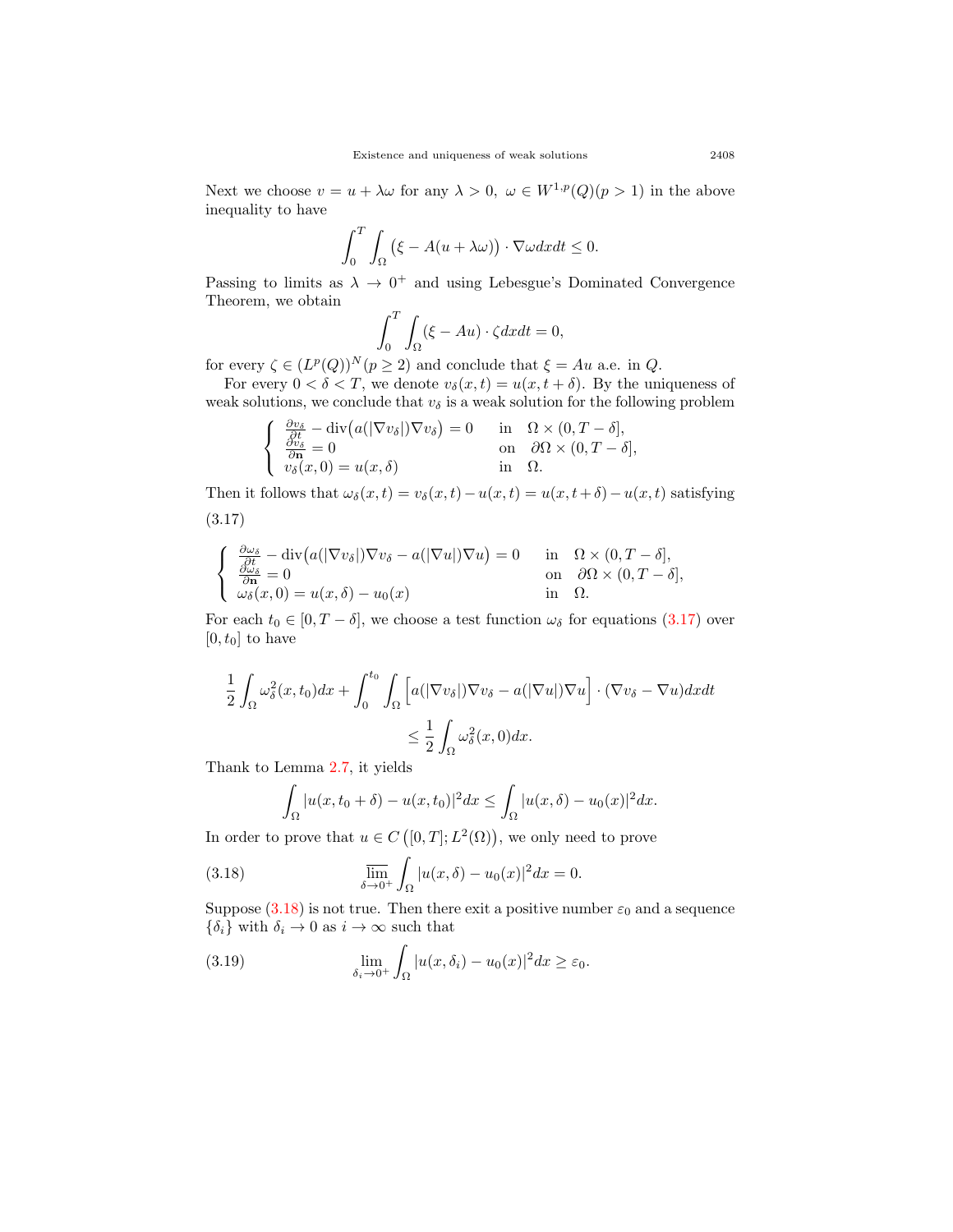Next we choose $v = u + \lambda\omega$ for any $\lambda > 0,\ \omega \in W^{1,p}(Q)(p > 1)$ in the above inequality to have

$$\int_0^T \int_\Omega \big(\xi - A(u + \lambda\omega)\big) \cdot \nabla\omega dx dt \leq 0.$$

Passing to limits as $\lambda \to 0^+$ and using Lebesgue's Dominated Convergence Theorem, we obtain

$$\int_0^T \int_\Omega (\xi - Au) \cdot \zeta dx dt = 0,$$

for every $\zeta \in (L^p(Q))^N (p \geq 2)$ and conclude that $\xi = Au$ a.e. in $Q$.

For every $0 < \delta < T$, we denote $v_\delta(x,t) = u(x, t+\delta)$. By the uniqueness of weak solutions, we conclude that $v_\delta$ is a weak solution for the following problem

$$\begin{cases} \frac{\partial v_\delta}{\partial t} - \operatorname{div}\big(a(|\nabla v_\delta|)\nabla v_\delta\big) = 0 & \text{in} \quad \Omega \times (0, T-\delta], \\ \frac{\partial v_\delta}{\partial \mathbf{n}} = 0 & \text{on} \quad \partial\Omega \times (0, T-\delta], \\ v_\delta(x, 0) = u(x, \delta) & \text{in} \quad \Omega. \end{cases}$$

Then it follows that $\omega_\delta(x,t) = v_\delta(x,t) - u(x,t) = u(x, t+\delta) - u(x,t)$ satisfying (3.17)

$$\begin{cases} \frac{\partial \omega_\delta}{\partial t} - \operatorname{div}\big(a(|\nabla v_\delta|)\nabla v_\delta - a(|\nabla u|)\nabla u\big) = 0 & \text{in} \quad \Omega \times (0, T-\delta], \\ \frac{\partial \omega_\delta}{\partial \mathbf{n}} = 0 & \text{on} \quad \partial\Omega \times (0, T-\delta], \\ \omega_\delta(x, 0) = u(x, \delta) - u_0(x) & \text{in} \quad \Omega. \end{cases}$$

For each $t_0 \in [0, T-\delta]$, we choose a test function $\omega_\delta$ for equations (3.17) over $[0, t_0]$ to have

$$\frac{1}{2}\int_\Omega \omega_\delta^2(x, t_0) dx + \int_0^{t_0} \int_\Omega \Big[a(|\nabla v_\delta|)\nabla v_\delta - a(|\nabla u|)\nabla u\Big] \cdot (\nabla v_\delta - \nabla u) dx dt$$
$$\leq \frac{1}{2}\int_\Omega \omega_\delta^2(x, 0) dx.$$

Thank to Lemma 2.7, it yields

$$\int_\Omega |u(x, t_0 + \delta) - u(x, t_0)|^2 dx \leq \int_\Omega |u(x, \delta) - u_0(x)|^2 dx.$$

In order to prove that $u \in C\big([0,T]; L^2(\Omega)\big)$, we only need to prove

$$\overline{\lim_{\delta \to 0^+}} \int_\Omega |u(x, \delta) - u_0(x)|^2 dx = 0. \tag{3.18}$$

Suppose (3.18) is not true. Then there exit a positive number $\varepsilon_0$ and a sequence $\{\delta_i\}$ with $\delta_i \to 0$ as $i \to \infty$ such that

$$\lim_{\delta_i \to 0^+} \int_\Omega |u(x, \delta_i) - u_0(x)|^2 dx \geq \varepsilon_0. \tag{3.19}$$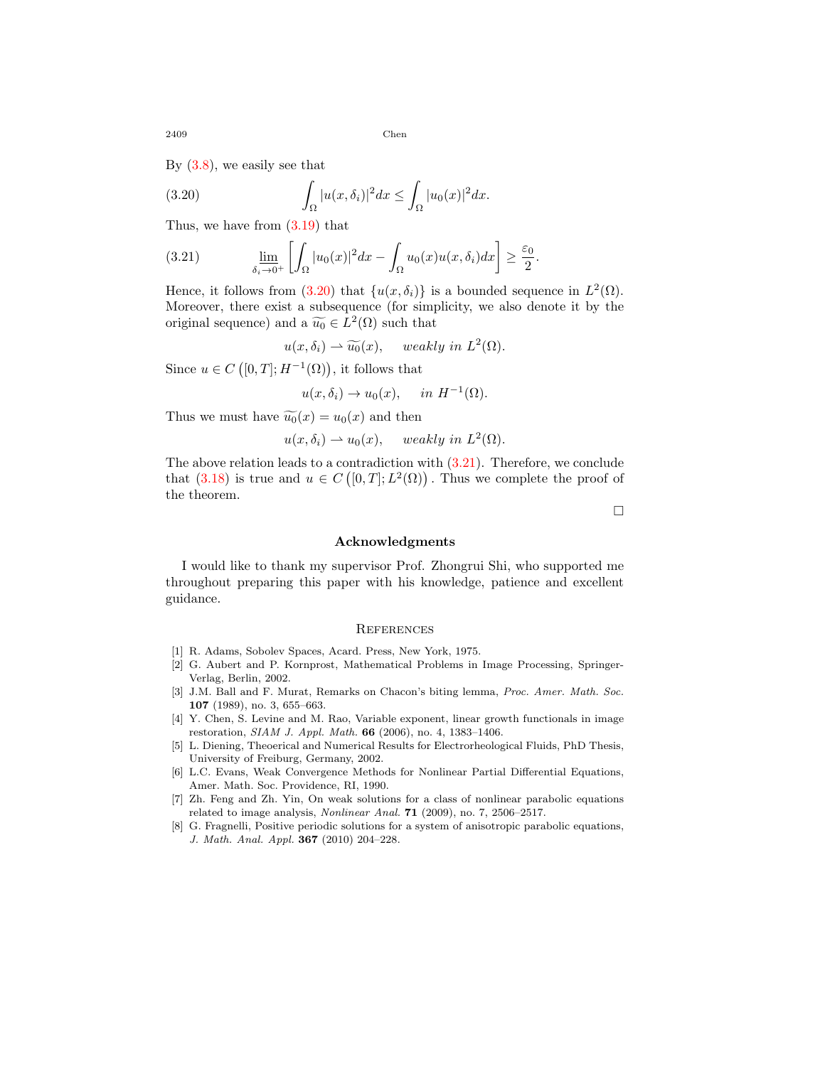By (3.8), we easily see that

$$\int_\Omega |u(x,\delta_i)|^2 dx \le \int_\Omega |u_0(x)|^2 dx. \tag{3.20}$$

Thus, we have from (3.19) that

$$\varliminf_{\delta_i\to 0^+}\left[\int_\Omega |u_0(x)|^2 dx - \int_\Omega u_0(x)u(x,\delta_i)dx\right] \ge \frac{\varepsilon_0}{2}. \tag{3.21}$$

Hence, it follows from (3.20) that $\{u(x,\delta_i)\}$ is a bounded sequence in $L^2(\Omega)$. Moreover, there exist a subsequence (for simplicity, we also denote it by the original sequence) and a $\widetilde{u_0} \in L^2(\Omega)$ such that

$$u(x,\delta_i) \rightharpoonup \widetilde{u_0}(x), \quad \textit{weakly in } L^2(\Omega).$$

Since $u \in C\left([0,T];H^{-1}(\Omega)\right)$, it follows that

$$u(x,\delta_i) \to u_0(x), \quad \textit{in } H^{-1}(\Omega).$$

Thus we must have $\widetilde{u_0}(x) = u_0(x)$ and then

$$u(x,\delta_i) \rightharpoonup u_0(x), \quad \textit{weakly in } L^2(\Omega).$$

The above relation leads to a contradiction with (3.21). Therefore, we conclude that (3.18) is true and $u \in C\left([0,T];L^2(\Omega)\right)$. Thus we complete the proof of the theorem.

□

## Acknowledgments

I would like to thank my supervisor Prof. Zhongrui Shi, who supported me throughout preparing this paper with his knowledge, patience and excellent guidance.

## References

[1] R. Adams, Sobolev Spaces, Acard. Press, New York, 1975.

[2] G. Aubert and P. Kornprost, Mathematical Problems in Image Processing, Springer-Verlag, Berlin, 2002.

[3] J.M. Ball and F. Murat, Remarks on Chacon's biting lemma, *Proc. Amer. Math. Soc.* **107** (1989), no. 3, 655–663.

[4] Y. Chen, S. Levine and M. Rao, Variable exponent, linear growth functionals in image restoration, *SIAM J. Appl. Math.* **66** (2006), no. 4, 1383–1406.

[5] L. Diening, Theoerical and Numerical Results for Electrorheological Fluids, PhD Thesis, University of Freiburg, Germany, 2002.

[6] L.C. Evans, Weak Convergence Methods for Nonlinear Partial Differential Equations, Amer. Math. Soc. Providence, RI, 1990.

[7] Zh. Feng and Zh. Yin, On weak solutions for a class of nonlinear parabolic equations related to image analysis, *Nonlinear Anal.* **71** (2009), no. 7, 2506–2517.

[8] G. Fragnelli, Positive periodic solutions for a system of anisotropic parabolic equations, *J. Math. Anal. Appl.* **367** (2010) 204–228.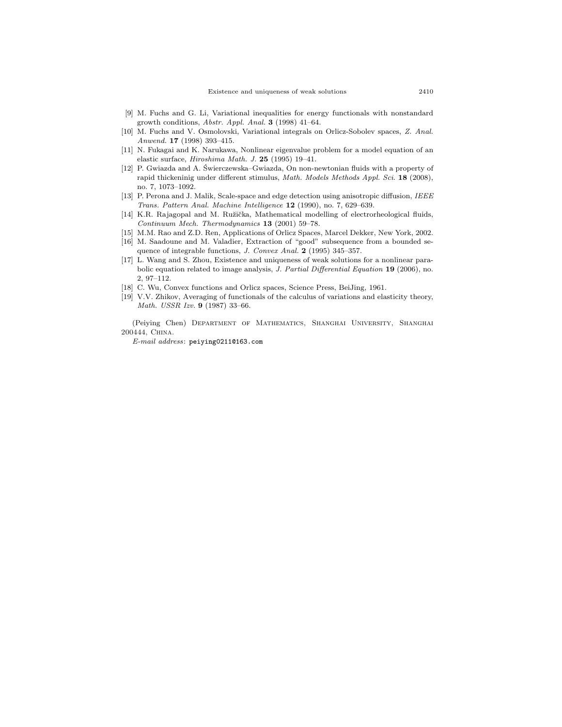[9] M. Fuchs and G. Li, Variational inequalities for energy functionals with nonstandard growth conditions, *Abstr. Appl. Anal.* **3** (1998) 41–64.

[10] M. Fuchs and V. Osmolovski, Variational integrals on Orlicz-Sobolev spaces, *Z. Anal. Anwend.* **17** (1998) 393–415.

[11] N. Fukagai and K. Narukawa, Nonlinear eigenvalue problem for a model equation of an elastic surface, *Hiroshima Math. J.* **25** (1995) 19–41.

[12] P. Gwiazda and A. Świerczewska–Gwiazda, On non-newtonian fluids with a property of rapid thickeninig under different stimulus, *Math. Models Methods Appl. Sci.* **18** (2008), no. 7, 1073–1092.

[13] P. Perona and J. Malik, Scale-space and edge detection using anisotropic diffusion, *IEEE Trans. Pattern Anal. Machine Intelligence* **12** (1990), no. 7, 629–639.

[14] K.R. Rajagopal and M. Ružička, Mathematical modelling of electrorheological fluids, *Continuum Mech. Thermodynamics* **13** (2001) 59–78.

[15] M.M. Rao and Z.D. Ren, Applications of Orlicz Spaces, Marcel Dekker, New York, 2002.

[16] M. Saadoune and M. Valadier, Extraction of "good" subsequence from a bounded sequence of integrable functions, *J. Convex Anal.* **2** (1995) 345–357.

[17] L. Wang and S. Zhou, Existence and uniqueness of weak solutions for a nonlinear parabolic equation related to image analysis, *J. Partial Differential Equation* **19** (2006), no. 2, 97–112.

[18] C. Wu, Convex functions and Orlicz spaces, Science Press, BeiJing, 1961.

[19] V.V. Zhikov, Averaging of functionals of the calculus of variations and elasticity theory, *Math. USSR Izv.* **9** (1987) 33–66.

(Peiying Chen) Department of Mathematics, Shanghai University, Shanghai 200444, China.

*E-mail address*: peiying0211@163.com